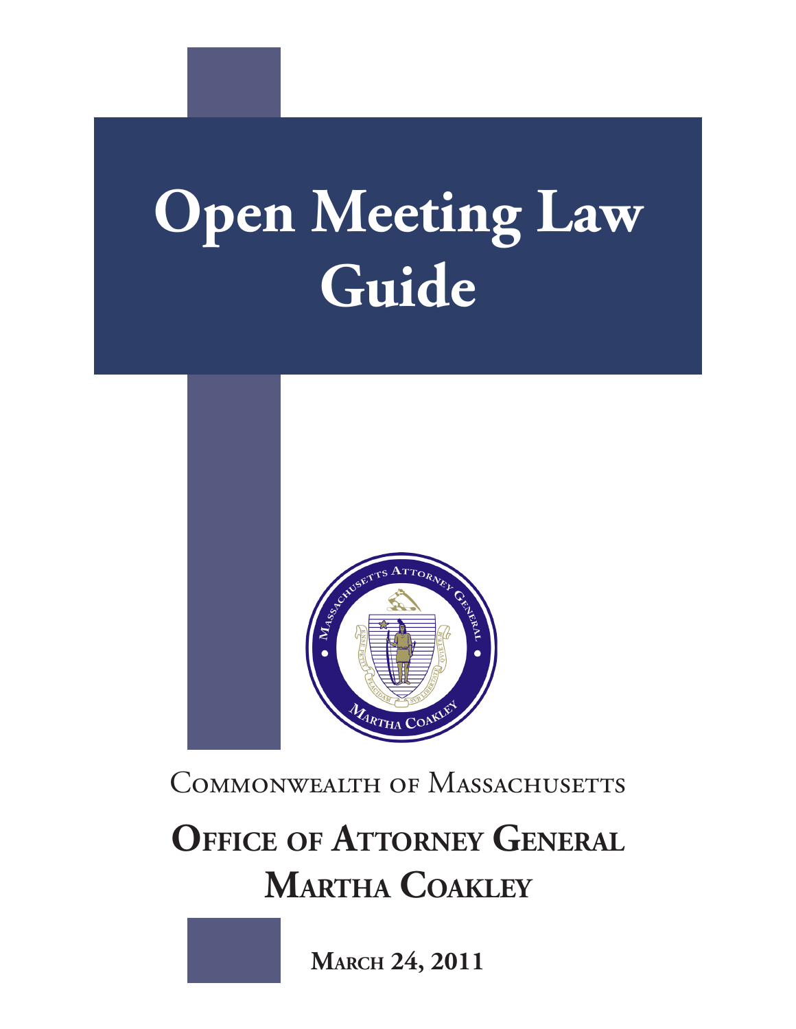# Open Meeting Law Guide

Commonwealth of Massachusetts

## Office of Attorney General Martha Coakley

**March 24, 2011**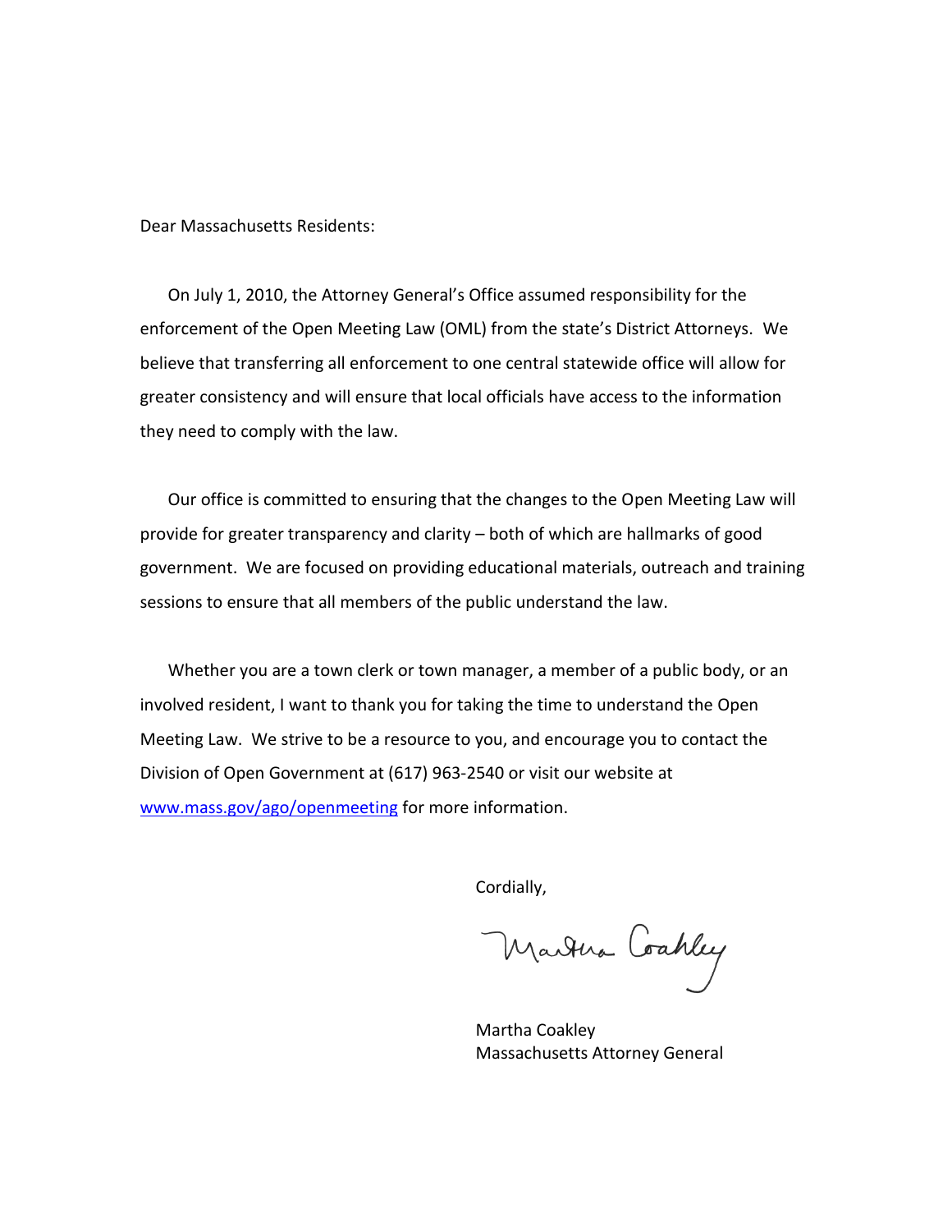Dear Massachusetts Residents:

On July 1, 2010, the Attorney General's Office assumed responsibility for the enforcement of the Open Meeting Law (OML) from the state's District Attorneys. We believe that transferring all enforcement to one central statewide office will allow for greater consistency and will ensure that local officials have access to the information they need to comply with the law.

Our office is committed to ensuring that the changes to the Open Meeting Law will provide for greater transparency and clarity – both of which are hallmarks of good government. We are focused on providing educational materials, outreach and training sessions to ensure that all members of the public understand the law.

Whether you are a town clerk or town manager, a member of a public body, or an involved resident, I want to thank you for taking the time to understand the Open Meeting Law. We strive to be a resource to you, and encourage you to contact the Division of Open Government at (617) 963-2540 or visit our website at [www.mass.gov/ago/openmeeting](http://www.mass.gov/ago/openmeeting) for more information.

Cordially,

Martha Coakley

Martha Coakley
Massachusetts Attorney General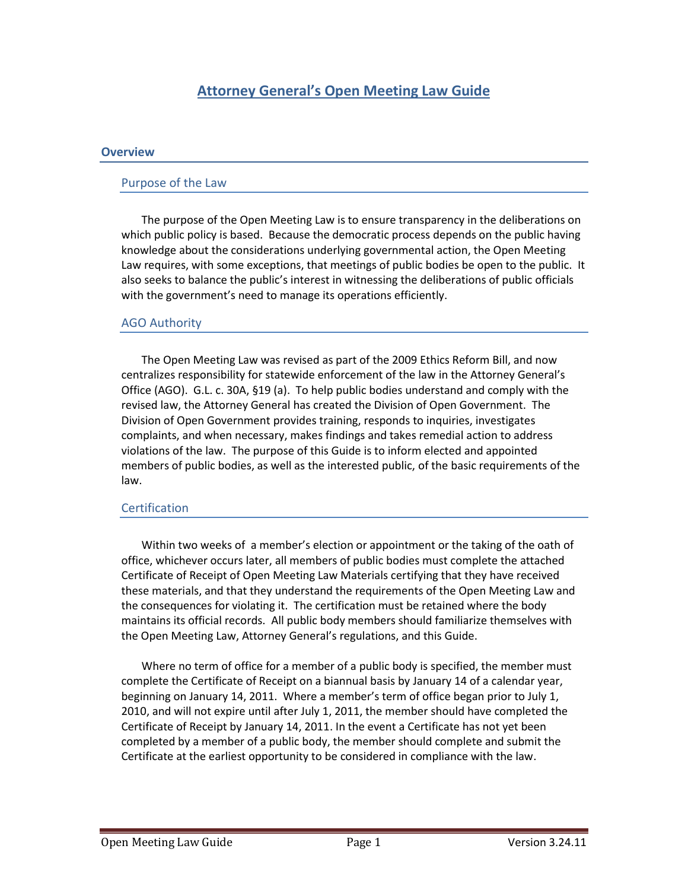# Attorney General's Open Meeting Law Guide

## Overview

### Purpose of the Law

The purpose of the Open Meeting Law is to ensure transparency in the deliberations on which public policy is based. Because the democratic process depends on the public having knowledge about the considerations underlying governmental action, the Open Meeting Law requires, with some exceptions, that meetings of public bodies be open to the public. It also seeks to balance the public's interest in witnessing the deliberations of public officials with the government's need to manage its operations efficiently.

### AGO Authority

The Open Meeting Law was revised as part of the 2009 Ethics Reform Bill, and now centralizes responsibility for statewide enforcement of the law in the Attorney General's Office (AGO). G.L. c. 30A, §19 (a). To help public bodies understand and comply with the revised law, the Attorney General has created the Division of Open Government. The Division of Open Government provides training, responds to inquiries, investigates complaints, and when necessary, makes findings and takes remedial action to address violations of the law. The purpose of this Guide is to inform elected and appointed members of public bodies, as well as the interested public, of the basic requirements of the law.

### Certification

Within two weeks of a member's election or appointment or the taking of the oath of office, whichever occurs later, all members of public bodies must complete the attached Certificate of Receipt of Open Meeting Law Materials certifying that they have received these materials, and that they understand the requirements of the Open Meeting Law and the consequences for violating it. The certification must be retained where the body maintains its official records. All public body members should familiarize themselves with the Open Meeting Law, Attorney General's regulations, and this Guide.

Where no term of office for a member of a public body is specified, the member must complete the Certificate of Receipt on a biannual basis by January 14 of a calendar year, beginning on January 14, 2011. Where a member's term of office began prior to July 1, 2010, and will not expire until after July 1, 2011, the member should have completed the Certificate of Receipt by January 14, 2011. In the event a Certificate has not yet been completed by a member of a public body, the member should complete and submit the Certificate at the earliest opportunity to be considered in compliance with the law.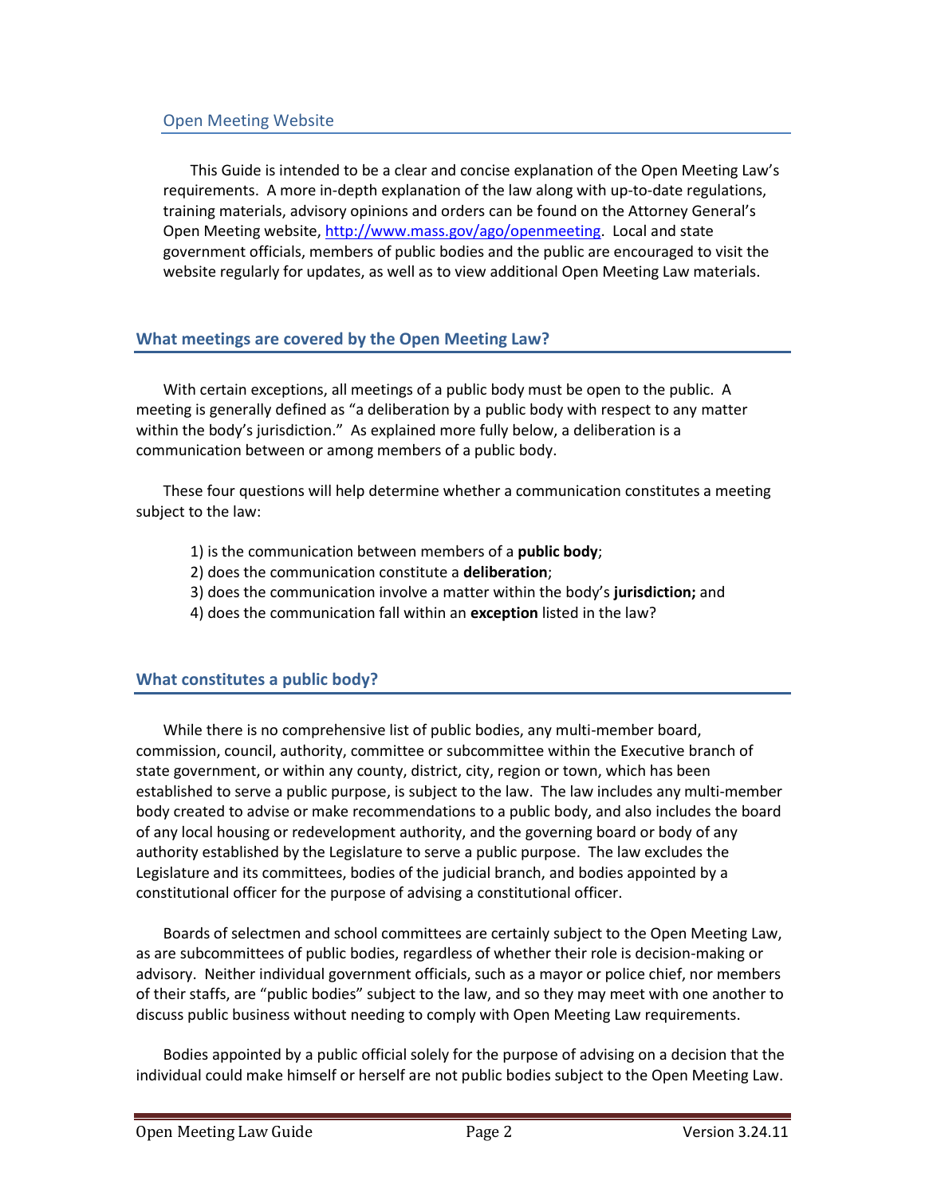## Open Meeting Website

This Guide is intended to be a clear and concise explanation of the Open Meeting Law's requirements. A more in-depth explanation of the law along with up-to-date regulations, training materials, advisory opinions and orders can be found on the Attorney General's Open Meeting website, [http://www.mass.gov/ago/openmeeting](http://www.mass.gov/ago/openmeeting). Local and state government officials, members of public bodies and the public are encouraged to visit the website regularly for updates, as well as to view additional Open Meeting Law materials.

## What meetings are covered by the Open Meeting Law?

With certain exceptions, all meetings of a public body must be open to the public. A meeting is generally defined as "a deliberation by a public body with respect to any matter within the body's jurisdiction." As explained more fully below, a deliberation is a communication between or among members of a public body.

These four questions will help determine whether a communication constitutes a meeting subject to the law:

1) is the communication between members of a **public body**;
2) does the communication constitute a **deliberation**;
3) does the communication involve a matter within the body's **jurisdiction;** and
4) does the communication fall within an **exception** listed in the law?

## What constitutes a public body?

While there is no comprehensive list of public bodies, any multi-member board, commission, council, authority, committee or subcommittee within the Executive branch of state government, or within any county, district, city, region or town, which has been established to serve a public purpose, is subject to the law. The law includes any multi-member body created to advise or make recommendations to a public body, and also includes the board of any local housing or redevelopment authority, and the governing board or body of any authority established by the Legislature to serve a public purpose. The law excludes the Legislature and its committees, bodies of the judicial branch, and bodies appointed by a constitutional officer for the purpose of advising a constitutional officer.

Boards of selectmen and school committees are certainly subject to the Open Meeting Law, as are subcommittees of public bodies, regardless of whether their role is decision-making or advisory. Neither individual government officials, such as a mayor or police chief, nor members of their staffs, are "public bodies" subject to the law, and so they may meet with one another to discuss public business without needing to comply with Open Meeting Law requirements.

Bodies appointed by a public official solely for the purpose of advising on a decision that the individual could make himself or herself are not public bodies subject to the Open Meeting Law.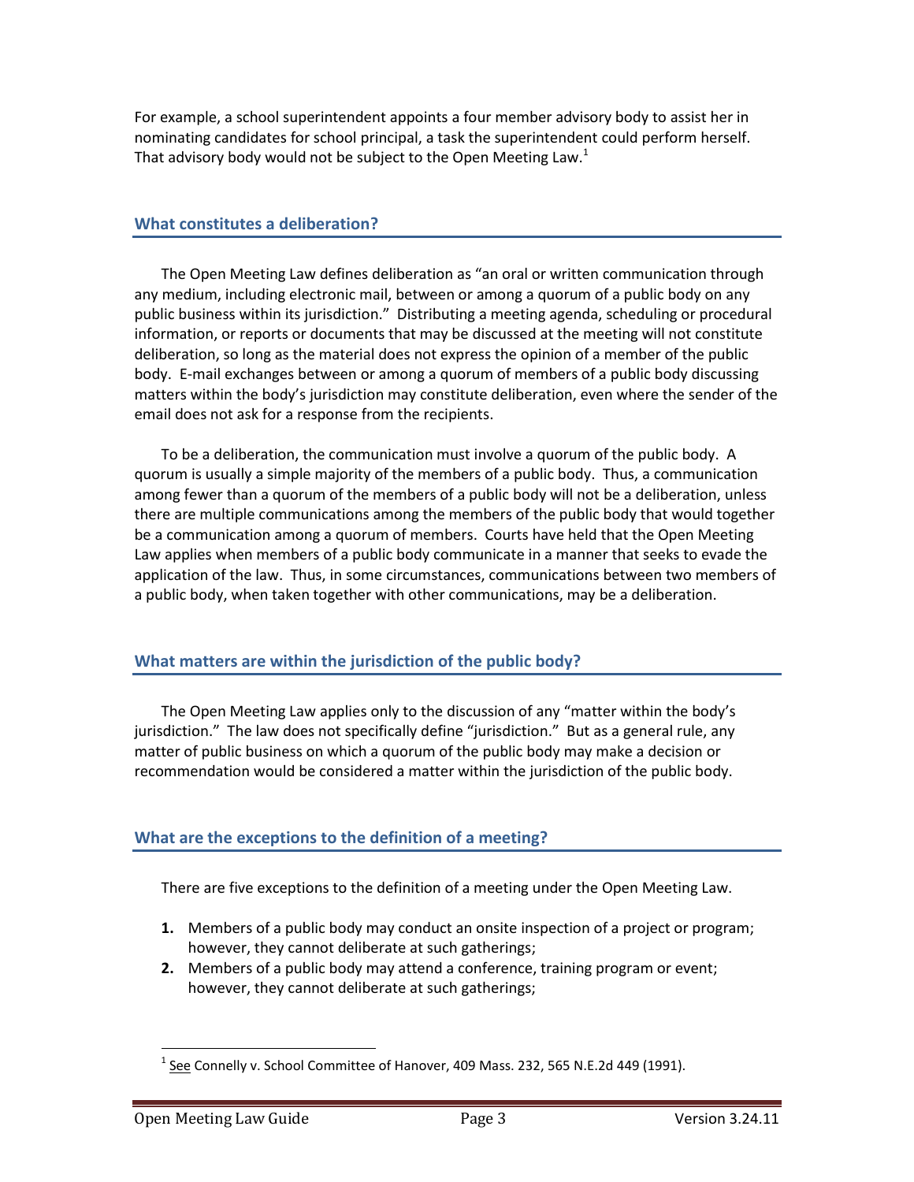For example, a school superintendent appoints a four member advisory body to assist her in nominating candidates for school principal, a task the superintendent could perform herself. That advisory body would not be subject to the Open Meeting Law.[1]

## What constitutes a deliberation?

The Open Meeting Law defines deliberation as "an oral or written communication through any medium, including electronic mail, between or among a quorum of a public body on any public business within its jurisdiction." Distributing a meeting agenda, scheduling or procedural information, or reports or documents that may be discussed at the meeting will not constitute deliberation, so long as the material does not express the opinion of a member of the public body. E-mail exchanges between or among a quorum of members of a public body discussing matters within the body's jurisdiction may constitute deliberation, even where the sender of the email does not ask for a response from the recipients.

To be a deliberation, the communication must involve a quorum of the public body. A quorum is usually a simple majority of the members of a public body. Thus, a communication among fewer than a quorum of the members of a public body will not be a deliberation, unless there are multiple communications among the members of the public body that would together be a communication among a quorum of members. Courts have held that the Open Meeting Law applies when members of a public body communicate in a manner that seeks to evade the application of the law. Thus, in some circumstances, communications between two members of a public body, when taken together with other communications, may be a deliberation.

## What matters are within the jurisdiction of the public body?

The Open Meeting Law applies only to the discussion of any "matter within the body's jurisdiction." The law does not specifically define "jurisdiction." But as a general rule, any matter of public business on which a quorum of the public body may make a decision or recommendation would be considered a matter within the jurisdiction of the public body.

## What are the exceptions to the definition of a meeting?

There are five exceptions to the definition of a meeting under the Open Meeting Law.

1. Members of a public body may conduct an onsite inspection of a project or program; however, they cannot deliberate at such gatherings;
2. Members of a public body may attend a conference, training program or event; however, they cannot deliberate at such gatherings;

---

[1] See Connelly v. School Committee of Hanover, 409 Mass. 232, 565 N.E.2d 449 (1991).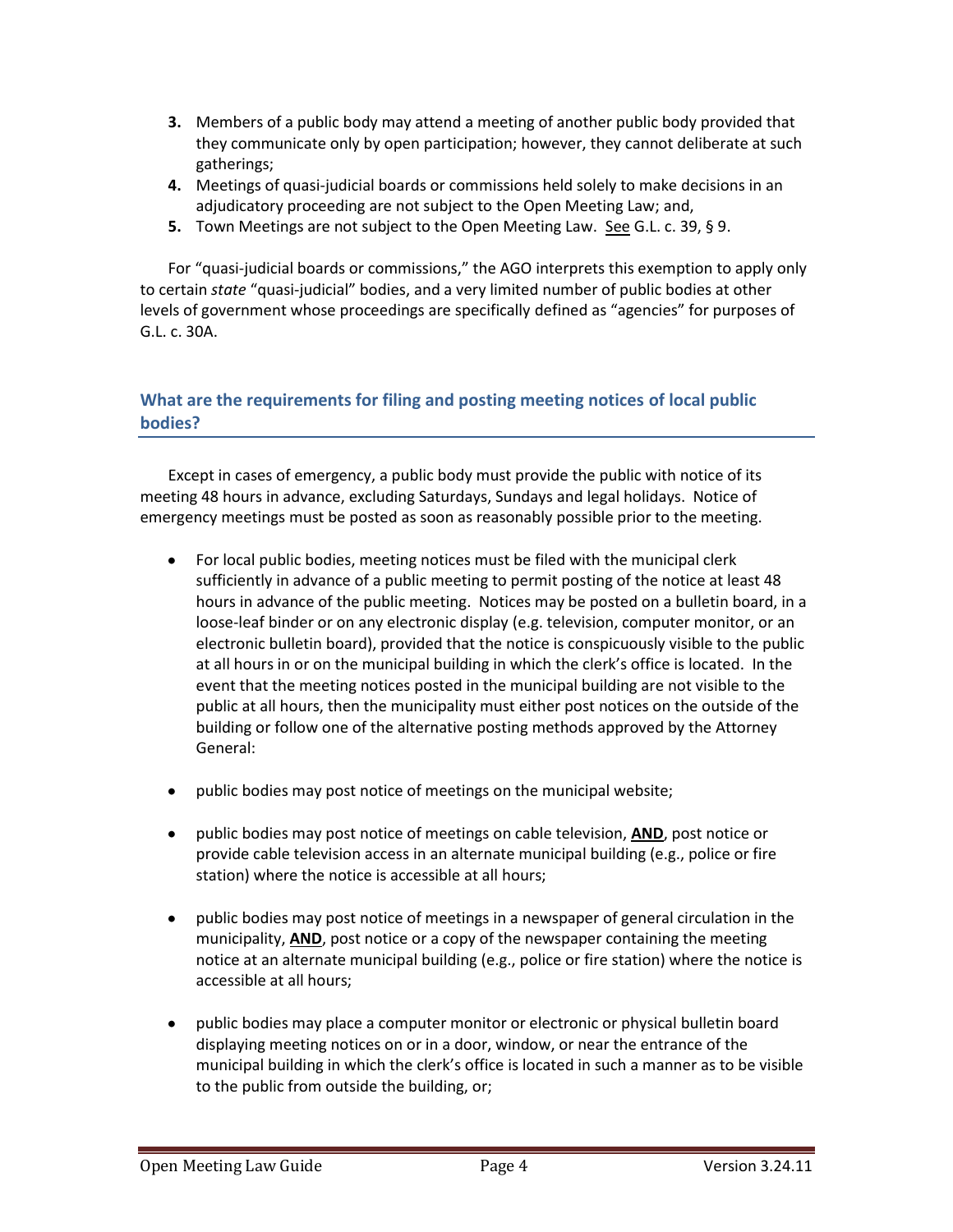3. Members of a public body may attend a meeting of another public body provided that they communicate only by open participation; however, they cannot deliberate at such gatherings;
4. Meetings of quasi-judicial boards or commissions held solely to make decisions in an adjudicatory proceeding are not subject to the Open Meeting Law; and,
5. Town Meetings are not subject to the Open Meeting Law. See G.L. c. 39, § 9.

For "quasi-judicial boards or commissions," the AGO interprets this exemption to apply only to certain *state* "quasi-judicial" bodies, and a very limited number of public bodies at other levels of government whose proceedings are specifically defined as "agencies" for purposes of G.L. c. 30A.

## What are the requirements for filing and posting meeting notices of local public bodies?

Except in cases of emergency, a public body must provide the public with notice of its meeting 48 hours in advance, excluding Saturdays, Sundays and legal holidays. Notice of emergency meetings must be posted as soon as reasonably possible prior to the meeting.

- For local public bodies, meeting notices must be filed with the municipal clerk sufficiently in advance of a public meeting to permit posting of the notice at least 48 hours in advance of the public meeting. Notices may be posted on a bulletin board, in a loose-leaf binder or on any electronic display (e.g. television, computer monitor, or an electronic bulletin board), provided that the notice is conspicuously visible to the public at all hours in or on the municipal building in which the clerk's office is located. In the event that the meeting notices posted in the municipal building are not visible to the public at all hours, then the municipality must either post notices on the outside of the building or follow one of the alternative posting methods approved by the Attorney General:

- public bodies may post notice of meetings on the municipal website;

- public bodies may post notice of meetings on cable television, **AND**, post notice or provide cable television access in an alternate municipal building (e.g., police or fire station) where the notice is accessible at all hours;

- public bodies may post notice of meetings in a newspaper of general circulation in the municipality, **AND**, post notice or a copy of the newspaper containing the meeting notice at an alternate municipal building (e.g., police or fire station) where the notice is accessible at all hours;

- public bodies may place a computer monitor or electronic or physical bulletin board displaying meeting notices on or in a door, window, or near the entrance of the municipal building in which the clerk's office is located in such a manner as to be visible to the public from outside the building, or;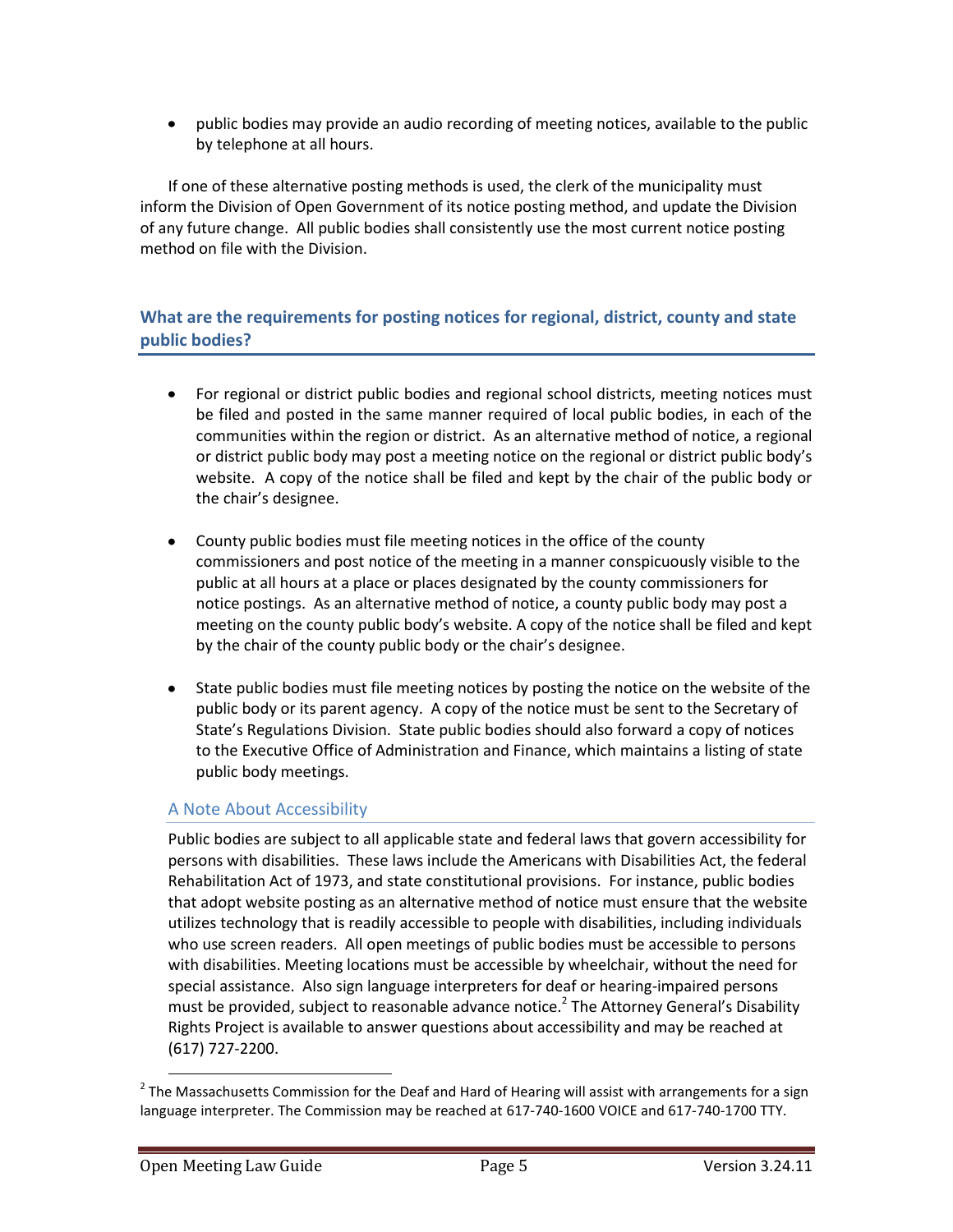- public bodies may provide an audio recording of meeting notices, available to the public by telephone at all hours.

If one of these alternative posting methods is used, the clerk of the municipality must inform the Division of Open Government of its notice posting method, and update the Division of any future change. All public bodies shall consistently use the most current notice posting method on file with the Division.

## What are the requirements for posting notices for regional, district, county and state public bodies?

- For regional or district public bodies and regional school districts, meeting notices must be filed and posted in the same manner required of local public bodies, in each of the communities within the region or district. As an alternative method of notice, a regional or district public body may post a meeting notice on the regional or district public body's website. A copy of the notice shall be filed and kept by the chair of the public body or the chair's designee.

- County public bodies must file meeting notices in the office of the county commissioners and post notice of the meeting in a manner conspicuously visible to the public at all hours at a place or places designated by the county commissioners for notice postings. As an alternative method of notice, a county public body may post a meeting on the county public body's website. A copy of the notice shall be filed and kept by the chair of the county public body or the chair's designee.

- State public bodies must file meeting notices by posting the notice on the website of the public body or its parent agency. A copy of the notice must be sent to the Secretary of State's Regulations Division. State public bodies should also forward a copy of notices to the Executive Office of Administration and Finance, which maintains a listing of state public body meetings.

### A Note About Accessibility

Public bodies are subject to all applicable state and federal laws that govern accessibility for persons with disabilities. These laws include the Americans with Disabilities Act, the federal Rehabilitation Act of 1973, and state constitutional provisions. For instance, public bodies that adopt website posting as an alternative method of notice must ensure that the website utilizes technology that is readily accessible to people with disabilities, including individuals who use screen readers. All open meetings of public bodies must be accessible to persons with disabilities. Meeting locations must be accessible by wheelchair, without the need for special assistance. Also sign language interpreters for deaf or hearing-impaired persons must be provided, subject to reasonable advance notice.[2] The Attorney General's Disability Rights Project is available to answer questions about accessibility and may be reached at (617) 727-2200.

[2] The Massachusetts Commission for the Deaf and Hard of Hearing will assist with arrangements for a sign language interpreter. The Commission may be reached at 617-740-1600 VOICE and 617-740-1700 TTY.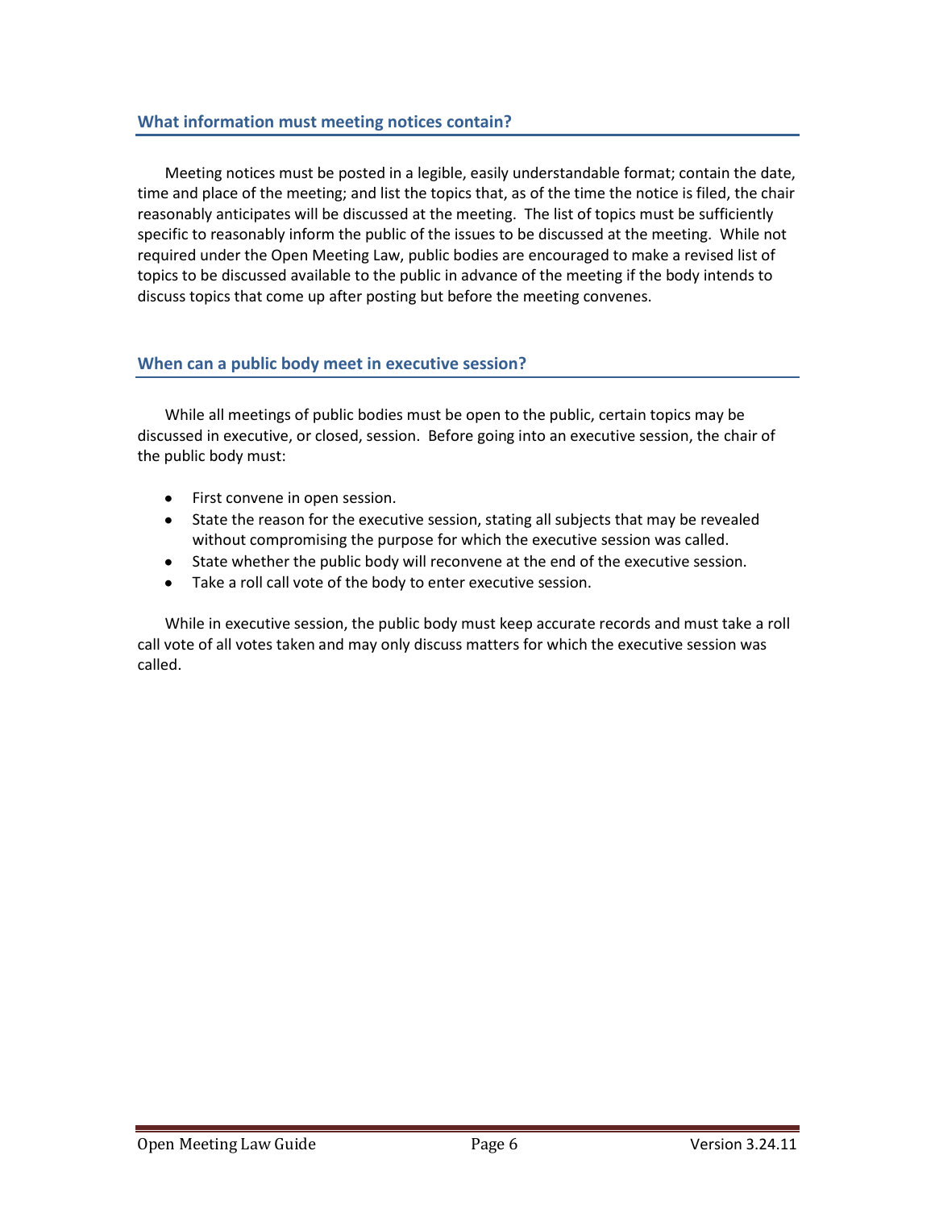## What information must meeting notices contain?

Meeting notices must be posted in a legible, easily understandable format; contain the date, time and place of the meeting; and list the topics that, as of the time the notice is filed, the chair reasonably anticipates will be discussed at the meeting. The list of topics must be sufficiently specific to reasonably inform the public of the issues to be discussed at the meeting. While not required under the Open Meeting Law, public bodies are encouraged to make a revised list of topics to be discussed available to the public in advance of the meeting if the body intends to discuss topics that come up after posting but before the meeting convenes.

## When can a public body meet in executive session?

While all meetings of public bodies must be open to the public, certain topics may be discussed in executive, or closed, session. Before going into an executive session, the chair of the public body must:

- First convene in open session.
- State the reason for the executive session, stating all subjects that may be revealed without compromising the purpose for which the executive session was called.
- State whether the public body will reconvene at the end of the executive session.
- Take a roll call vote of the body to enter executive session.

While in executive session, the public body must keep accurate records and must take a roll call vote of all votes taken and may only discuss matters for which the executive session was called.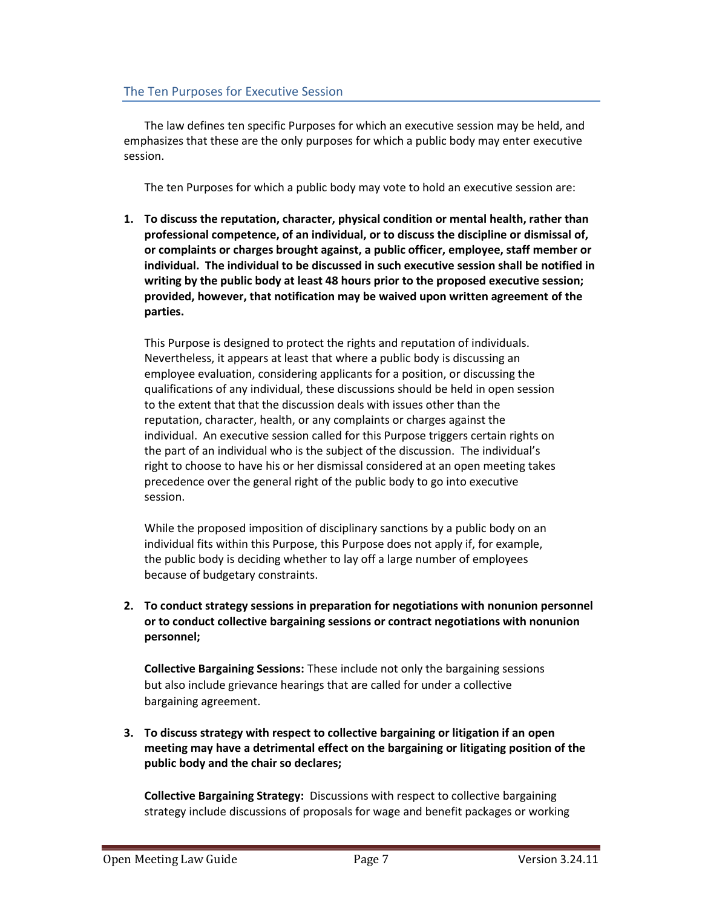## The Ten Purposes for Executive Session

The law defines ten specific Purposes for which an executive session may be held, and emphasizes that these are the only purposes for which a public body may enter executive session.

The ten Purposes for which a public body may vote to hold an executive session are:

1. **To discuss the reputation, character, physical condition or mental health, rather than professional competence, of an individual, or to discuss the discipline or dismissal of, or complaints or charges brought against, a public officer, employee, staff member or individual. The individual to be discussed in such executive session shall be notified in writing by the public body at least 48 hours prior to the proposed executive session; provided, however, that notification may be waived upon written agreement of the parties.**

   This Purpose is designed to protect the rights and reputation of individuals. Nevertheless, it appears at least that where a public body is discussing an employee evaluation, considering applicants for a position, or discussing the qualifications of any individual, these discussions should be held in open session to the extent that that the discussion deals with issues other than the reputation, character, health, or any complaints or charges against the individual. An executive session called for this Purpose triggers certain rights on the part of an individual who is the subject of the discussion. The individual's right to choose to have his or her dismissal considered at an open meeting takes precedence over the general right of the public body to go into executive session.

   While the proposed imposition of disciplinary sanctions by a public body on an individual fits within this Purpose, this Purpose does not apply if, for example, the public body is deciding whether to lay off a large number of employees because of budgetary constraints.

2. **To conduct strategy sessions in preparation for negotiations with nonunion personnel or to conduct collective bargaining sessions or contract negotiations with nonunion personnel;**

   **Collective Bargaining Sessions:** These include not only the bargaining sessions but also include grievance hearings that are called for under a collective bargaining agreement.

3. **To discuss strategy with respect to collective bargaining or litigation if an open meeting may have a detrimental effect on the bargaining or litigating position of the public body and the chair so declares;**

   **Collective Bargaining Strategy:** Discussions with respect to collective bargaining strategy include discussions of proposals for wage and benefit packages or working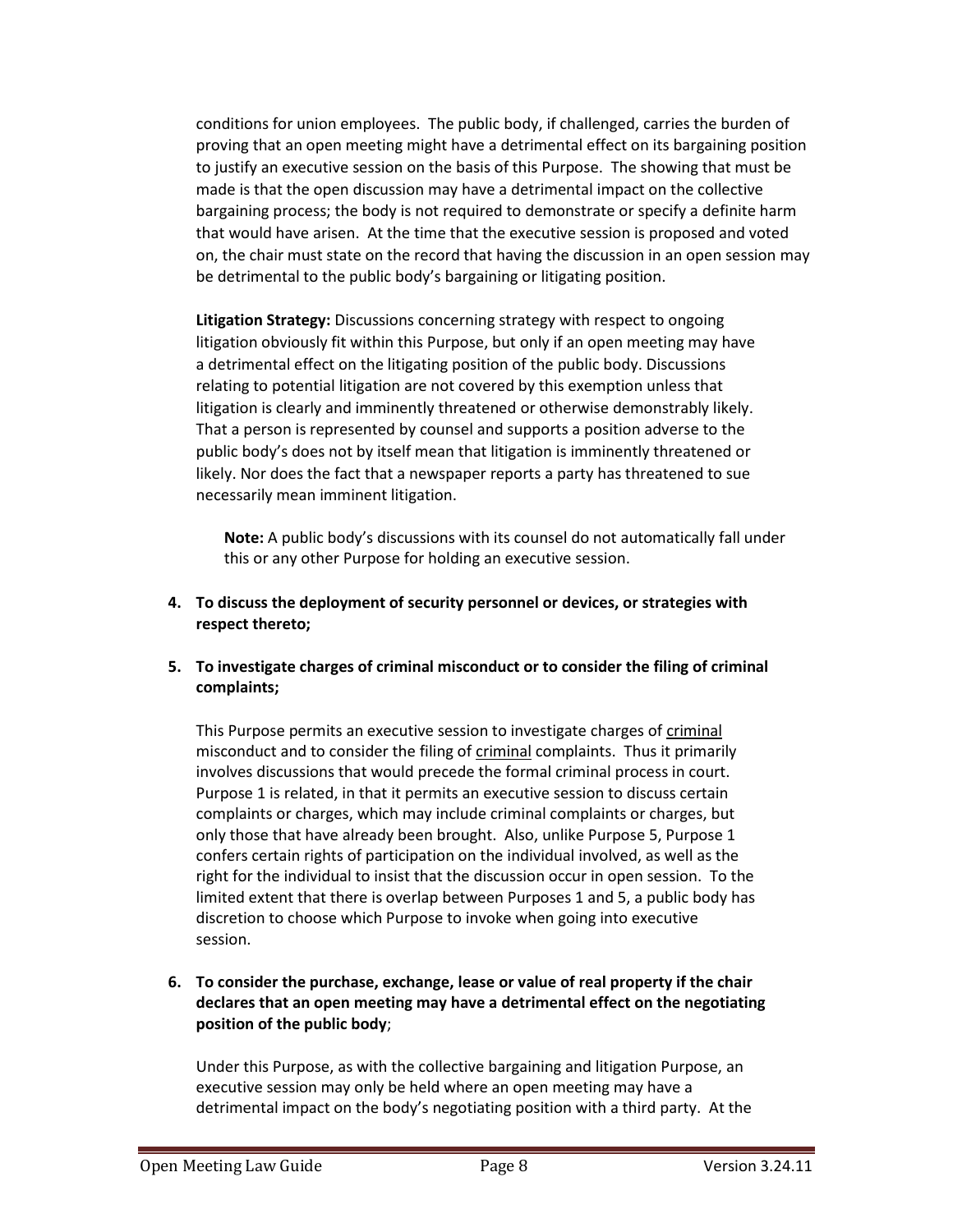conditions for union employees. The public body, if challenged, carries the burden of proving that an open meeting might have a detrimental effect on its bargaining position to justify an executive session on the basis of this Purpose. The showing that must be made is that the open discussion may have a detrimental impact on the collective bargaining process; the body is not required to demonstrate or specify a definite harm that would have arisen. At the time that the executive session is proposed and voted on, the chair must state on the record that having the discussion in an open session may be detrimental to the public body's bargaining or litigating position.

**Litigation Strategy:** Discussions concerning strategy with respect to ongoing litigation obviously fit within this Purpose, but only if an open meeting may have a detrimental effect on the litigating position of the public body. Discussions relating to potential litigation are not covered by this exemption unless that litigation is clearly and imminently threatened or otherwise demonstrably likely. That a person is represented by counsel and supports a position adverse to the public body's does not by itself mean that litigation is imminently threatened or likely. Nor does the fact that a newspaper reports a party has threatened to sue necessarily mean imminent litigation.

> **Note:** A public body's discussions with its counsel do not automatically fall under this or any other Purpose for holding an executive session.

4. **To discuss the deployment of security personnel or devices, or strategies with respect thereto;**

5. **To investigate charges of criminal misconduct or to consider the filing of criminal complaints;**

   This Purpose permits an executive session to investigate charges of <u>criminal</u> misconduct and to consider the filing of <u>criminal</u> complaints. Thus it primarily involves discussions that would precede the formal criminal process in court. Purpose 1 is related, in that it permits an executive session to discuss certain complaints or charges, which may include criminal complaints or charges, but only those that have already been brought. Also, unlike Purpose 5, Purpose 1 confers certain rights of participation on the individual involved, as well as the right for the individual to insist that the discussion occur in open session. To the limited extent that there is overlap between Purposes 1 and 5, a public body has discretion to choose which Purpose to invoke when going into executive session.

6. **To consider the purchase, exchange, lease or value of real property if the chair declares that an open meeting may have a detrimental effect on the negotiating position of the public body**;

   Under this Purpose, as with the collective bargaining and litigation Purpose, an executive session may only be held where an open meeting may have a detrimental impact on the body's negotiating position with a third party. At the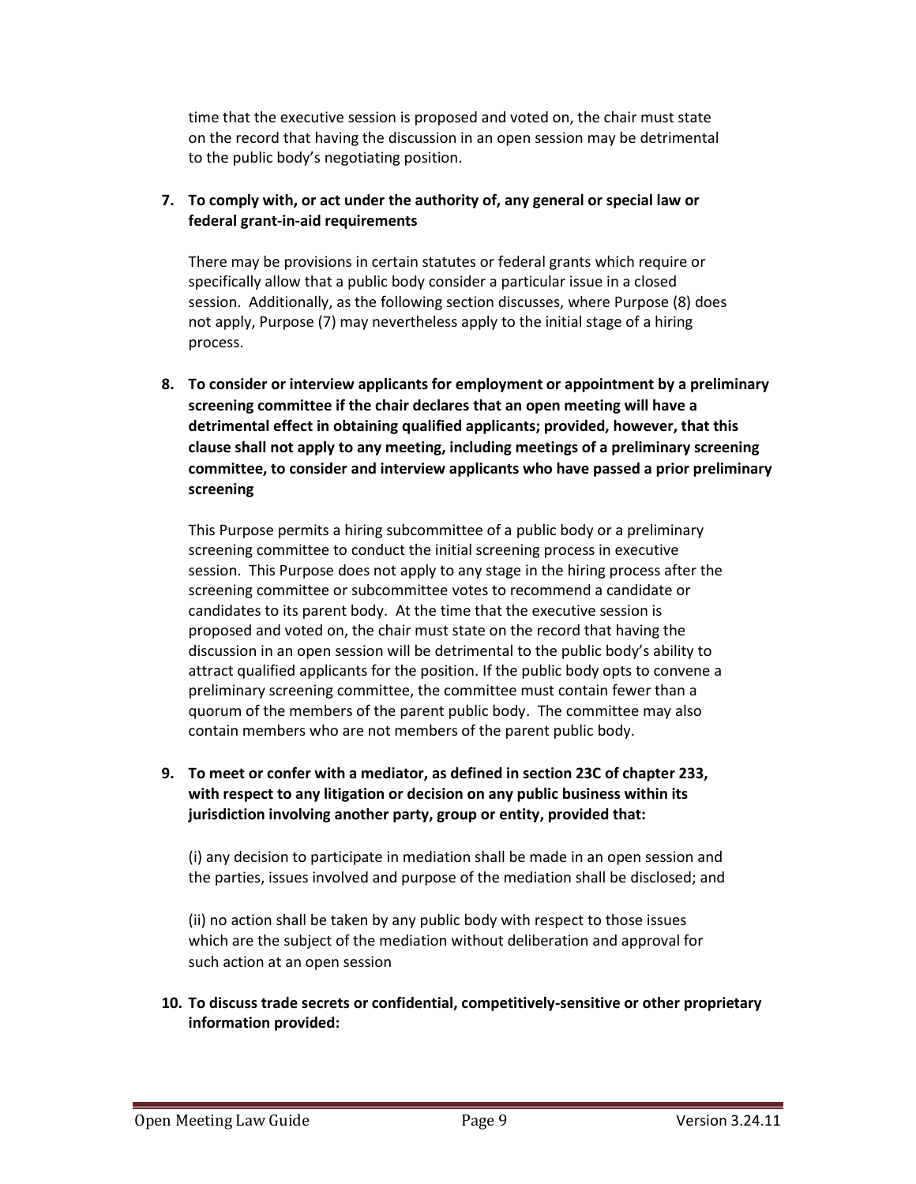time that the executive session is proposed and voted on, the chair must state on the record that having the discussion in an open session may be detrimental to the public body's negotiating position.

7. **To comply with, or act under the authority of, any general or special law or federal grant-in-aid requirements**

   There may be provisions in certain statutes or federal grants which require or specifically allow that a public body consider a particular issue in a closed session. Additionally, as the following section discusses, where Purpose (8) does not apply, Purpose (7) may nevertheless apply to the initial stage of a hiring process.

8. **To consider or interview applicants for employment or appointment by a preliminary screening committee if the chair declares that an open meeting will have a detrimental effect in obtaining qualified applicants; provided, however, that this clause shall not apply to any meeting, including meetings of a preliminary screening committee, to consider and interview applicants who have passed a prior preliminary screening**

   This Purpose permits a hiring subcommittee of a public body or a preliminary screening committee to conduct the initial screening process in executive session. This Purpose does not apply to any stage in the hiring process after the screening committee or subcommittee votes to recommend a candidate or candidates to its parent body. At the time that the executive session is proposed and voted on, the chair must state on the record that having the discussion in an open session will be detrimental to the public body's ability to attract qualified applicants for the position. If the public body opts to convene a preliminary screening committee, the committee must contain fewer than a quorum of the members of the parent public body. The committee may also contain members who are not members of the parent public body.

9. **To meet or confer with a mediator, as defined in section 23C of chapter 233, with respect to any litigation or decision on any public business within its jurisdiction involving another party, group or entity, provided that:**

   (i) any decision to participate in mediation shall be made in an open session and the parties, issues involved and purpose of the mediation shall be disclosed; and

   (ii) no action shall be taken by any public body with respect to those issues which are the subject of the mediation without deliberation and approval for such action at an open session

10. **To discuss trade secrets or confidential, competitively-sensitive or other proprietary information provided:**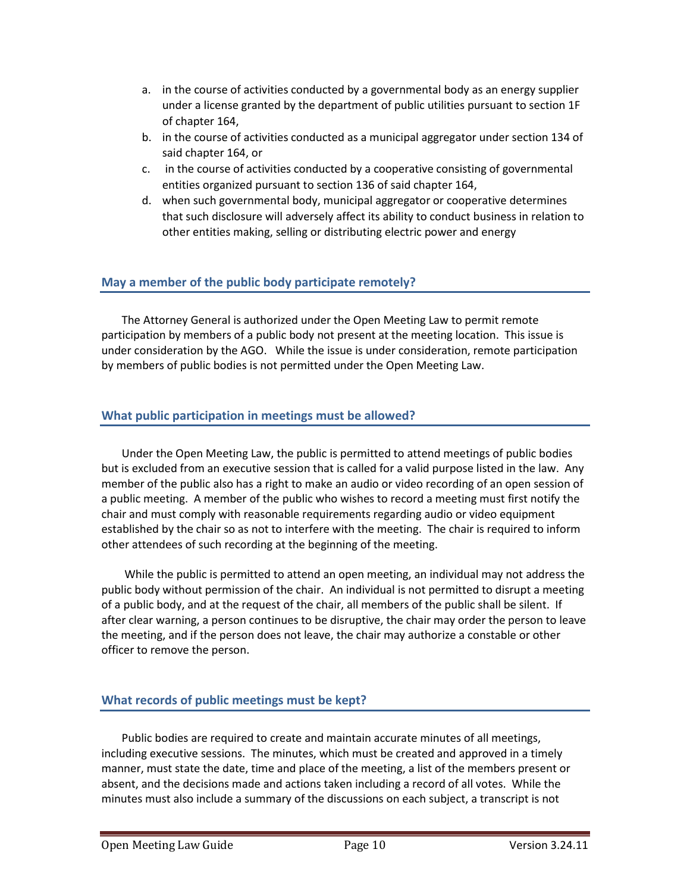a. in the course of activities conducted by a governmental body as an energy supplier under a license granted by the department of public utilities pursuant to section 1F of chapter 164,
b. in the course of activities conducted as a municipal aggregator under section 134 of said chapter 164, or
c. in the course of activities conducted by a cooperative consisting of governmental entities organized pursuant to section 136 of said chapter 164,
d. when such governmental body, municipal aggregator or cooperative determines that such disclosure will adversely affect its ability to conduct business in relation to other entities making, selling or distributing electric power and energy

## May a member of the public body participate remotely?

The Attorney General is authorized under the Open Meeting Law to permit remote participation by members of a public body not present at the meeting location. This issue is under consideration by the AGO. While the issue is under consideration, remote participation by members of public bodies is not permitted under the Open Meeting Law.

## What public participation in meetings must be allowed?

Under the Open Meeting Law, the public is permitted to attend meetings of public bodies but is excluded from an executive session that is called for a valid purpose listed in the law. Any member of the public also has a right to make an audio or video recording of an open session of a public meeting. A member of the public who wishes to record a meeting must first notify the chair and must comply with reasonable requirements regarding audio or video equipment established by the chair so as not to interfere with the meeting. The chair is required to inform other attendees of such recording at the beginning of the meeting.

While the public is permitted to attend an open meeting, an individual may not address the public body without permission of the chair. An individual is not permitted to disrupt a meeting of a public body, and at the request of the chair, all members of the public shall be silent. If after clear warning, a person continues to be disruptive, the chair may order the person to leave the meeting, and if the person does not leave, the chair may authorize a constable or other officer to remove the person.

## What records of public meetings must be kept?

Public bodies are required to create and maintain accurate minutes of all meetings, including executive sessions. The minutes, which must be created and approved in a timely manner, must state the date, time and place of the meeting, a list of the members present or absent, and the decisions made and actions taken including a record of all votes. While the minutes must also include a summary of the discussions on each subject, a transcript is not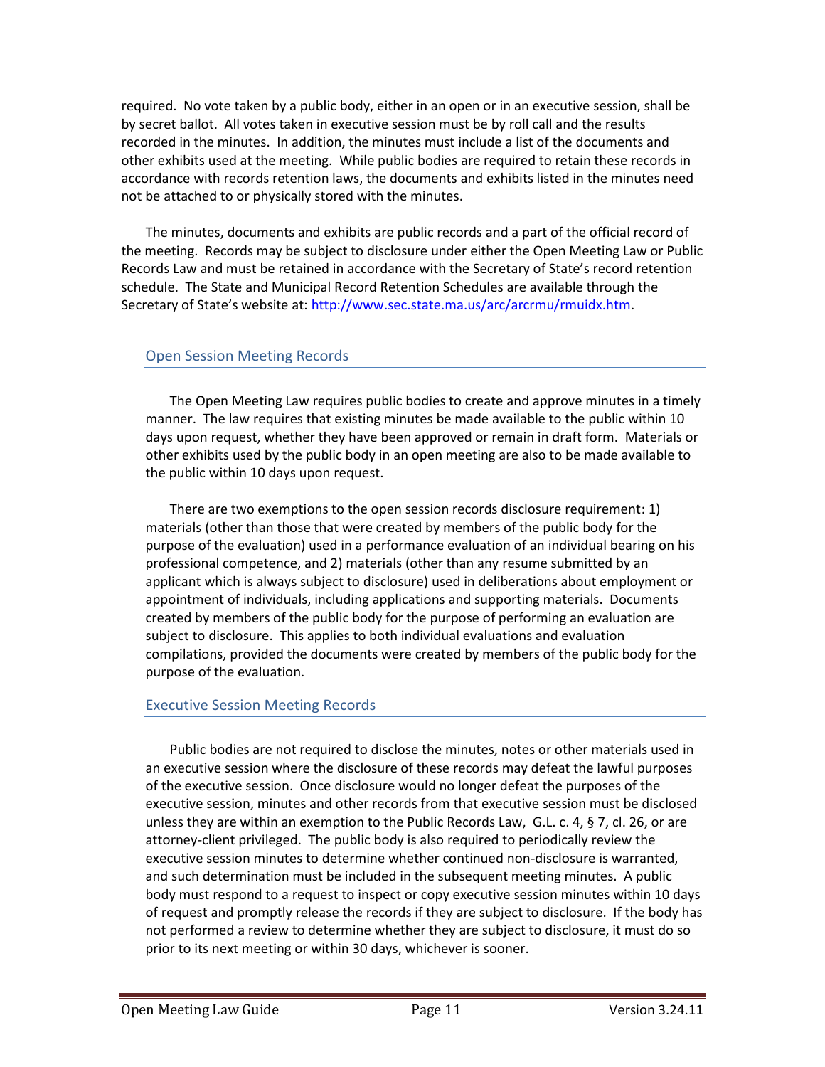required. No vote taken by a public body, either in an open or in an executive session, shall be by secret ballot. All votes taken in executive session must be by roll call and the results recorded in the minutes. In addition, the minutes must include a list of the documents and other exhibits used at the meeting. While public bodies are required to retain these records in accordance with records retention laws, the documents and exhibits listed in the minutes need not be attached to or physically stored with the minutes.

The minutes, documents and exhibits are public records and a part of the official record of the meeting. Records may be subject to disclosure under either the Open Meeting Law or Public Records Law and must be retained in accordance with the Secretary of State's record retention schedule. The State and Municipal Record Retention Schedules are available through the Secretary of State's website at: [http://www.sec.state.ma.us/arc/arcrmu/rmuidx.htm](http://www.sec.state.ma.us/arc/arcrmu/rmuidx.htm).

## Open Session Meeting Records

The Open Meeting Law requires public bodies to create and approve minutes in a timely manner. The law requires that existing minutes be made available to the public within 10 days upon request, whether they have been approved or remain in draft form. Materials or other exhibits used by the public body in an open meeting are also to be made available to the public within 10 days upon request.

There are two exemptions to the open session records disclosure requirement: 1) materials (other than those that were created by members of the public body for the purpose of the evaluation) used in a performance evaluation of an individual bearing on his professional competence, and 2) materials (other than any resume submitted by an applicant which is always subject to disclosure) used in deliberations about employment or appointment of individuals, including applications and supporting materials. Documents created by members of the public body for the purpose of performing an evaluation are subject to disclosure. This applies to both individual evaluations and evaluation compilations, provided the documents were created by members of the public body for the purpose of the evaluation.

## Executive Session Meeting Records

Public bodies are not required to disclose the minutes, notes or other materials used in an executive session where the disclosure of these records may defeat the lawful purposes of the executive session. Once disclosure would no longer defeat the purposes of the executive session, minutes and other records from that executive session must be disclosed unless they are within an exemption to the Public Records Law, G.L. c. 4, § 7, cl. 26, or are attorney-client privileged. The public body is also required to periodically review the executive session minutes to determine whether continued non-disclosure is warranted, and such determination must be included in the subsequent meeting minutes. A public body must respond to a request to inspect or copy executive session minutes within 10 days of request and promptly release the records if they are subject to disclosure. If the body has not performed a review to determine whether they are subject to disclosure, it must do so prior to its next meeting or within 30 days, whichever is sooner.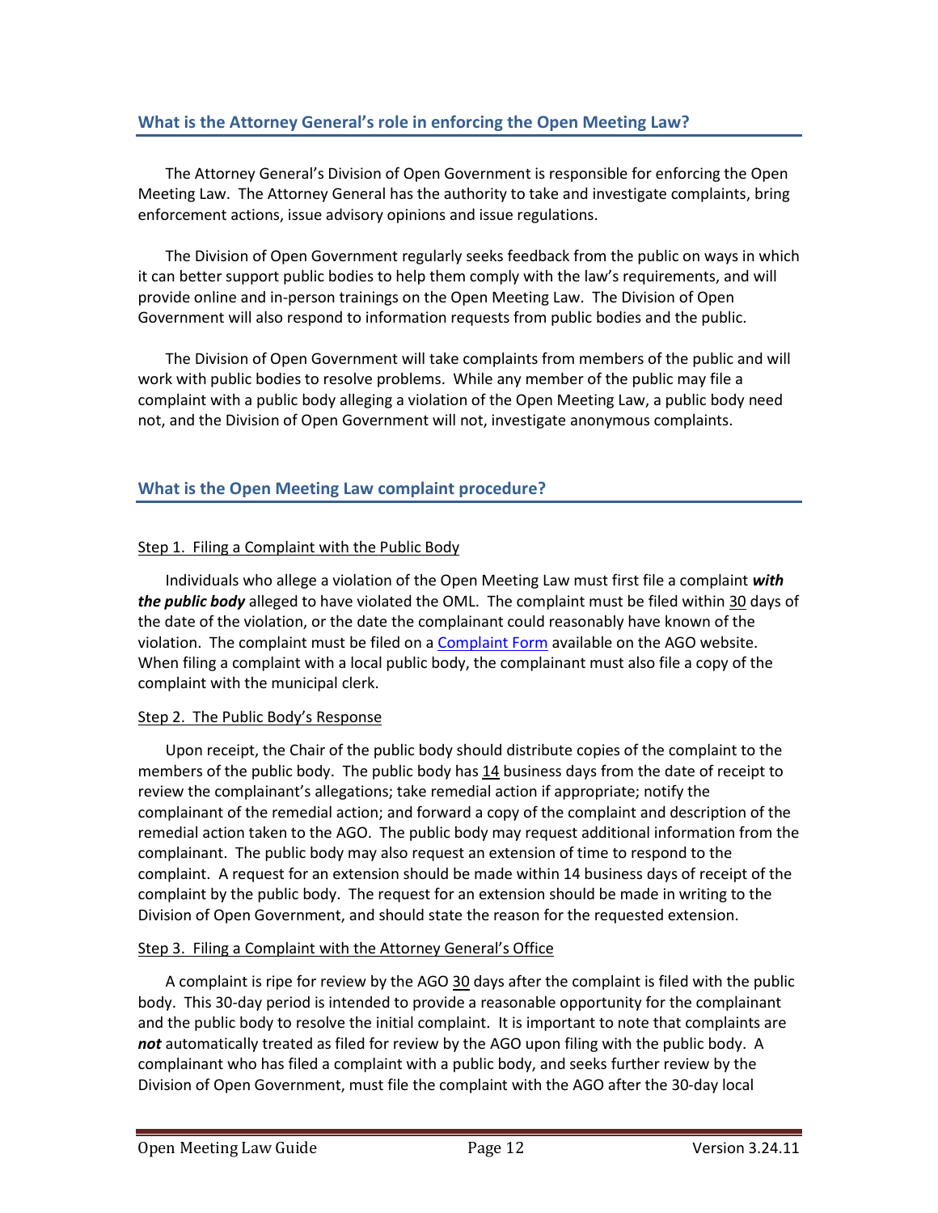## What is the Attorney General's role in enforcing the Open Meeting Law?

The Attorney General's Division of Open Government is responsible for enforcing the Open Meeting Law. The Attorney General has the authority to take and investigate complaints, bring enforcement actions, issue advisory opinions and issue regulations.

The Division of Open Government regularly seeks feedback from the public on ways in which it can better support public bodies to help them comply with the law's requirements, and will provide online and in-person trainings on the Open Meeting Law. The Division of Open Government will also respond to information requests from public bodies and the public.

The Division of Open Government will take complaints from members of the public and will work with public bodies to resolve problems. While any member of the public may file a complaint with a public body alleging a violation of the Open Meeting Law, a public body need not, and the Division of Open Government will not, investigate anonymous complaints.

## What is the Open Meeting Law complaint procedure?

Step 1. Filing a Complaint with the Public Body

Individuals who allege a violation of the Open Meeting Law must first file a complaint ***with the public body*** alleged to have violated the OML. The complaint must be filed within 30 days of the date of the violation, or the date the complainant could reasonably have known of the violation. The complaint must be filed on a Complaint Form available on the AGO website. When filing a complaint with a local public body, the complainant must also file a copy of the complaint with the municipal clerk.

Step 2. The Public Body's Response

Upon receipt, the Chair of the public body should distribute copies of the complaint to the members of the public body. The public body has 14 business days from the date of receipt to review the complainant's allegations; take remedial action if appropriate; notify the complainant of the remedial action; and forward a copy of the complaint and description of the remedial action taken to the AGO. The public body may request additional information from the complainant. The public body may also request an extension of time to respond to the complaint. A request for an extension should be made within 14 business days of receipt of the complaint by the public body. The request for an extension should be made in writing to the Division of Open Government, and should state the reason for the requested extension.

Step 3. Filing a Complaint with the Attorney General's Office

A complaint is ripe for review by the AGO 30 days after the complaint is filed with the public body. This 30-day period is intended to provide a reasonable opportunity for the complainant and the public body to resolve the initial complaint. It is important to note that complaints are ***not*** automatically treated as filed for review by the AGO upon filing with the public body. A complainant who has filed a complaint with a public body, and seeks further review by the Division of Open Government, must file the complaint with the AGO after the 30-day local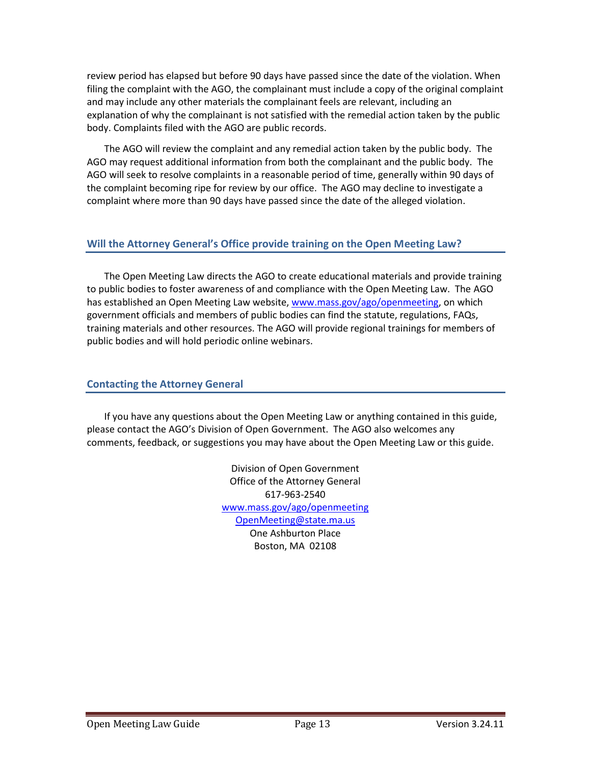review period has elapsed but before 90 days have passed since the date of the violation. When filing the complaint with the AGO, the complainant must include a copy of the original complaint and may include any other materials the complainant feels are relevant, including an explanation of why the complainant is not satisfied with the remedial action taken by the public body. Complaints filed with the AGO are public records.

The AGO will review the complaint and any remedial action taken by the public body. The AGO may request additional information from both the complainant and the public body. The AGO will seek to resolve complaints in a reasonable period of time, generally within 90 days of the complaint becoming ripe for review by our office. The AGO may decline to investigate a complaint where more than 90 days have passed since the date of the alleged violation.

## Will the Attorney General's Office provide training on the Open Meeting Law?

The Open Meeting Law directs the AGO to create educational materials and provide training to public bodies to foster awareness of and compliance with the Open Meeting Law. The AGO has established an Open Meeting Law website, www.mass.gov/ago/openmeeting, on which government officials and members of public bodies can find the statute, regulations, FAQs, training materials and other resources. The AGO will provide regional trainings for members of public bodies and will hold periodic online webinars.

## Contacting the Attorney General

If you have any questions about the Open Meeting Law or anything contained in this guide, please contact the AGO's Division of Open Government. The AGO also welcomes any comments, feedback, or suggestions you may have about the Open Meeting Law or this guide.

Division of Open Government
Office of the Attorney General
617-963-2540
www.mass.gov/ago/openmeeting
OpenMeeting@state.ma.us
One Ashburton Place
Boston, MA 02108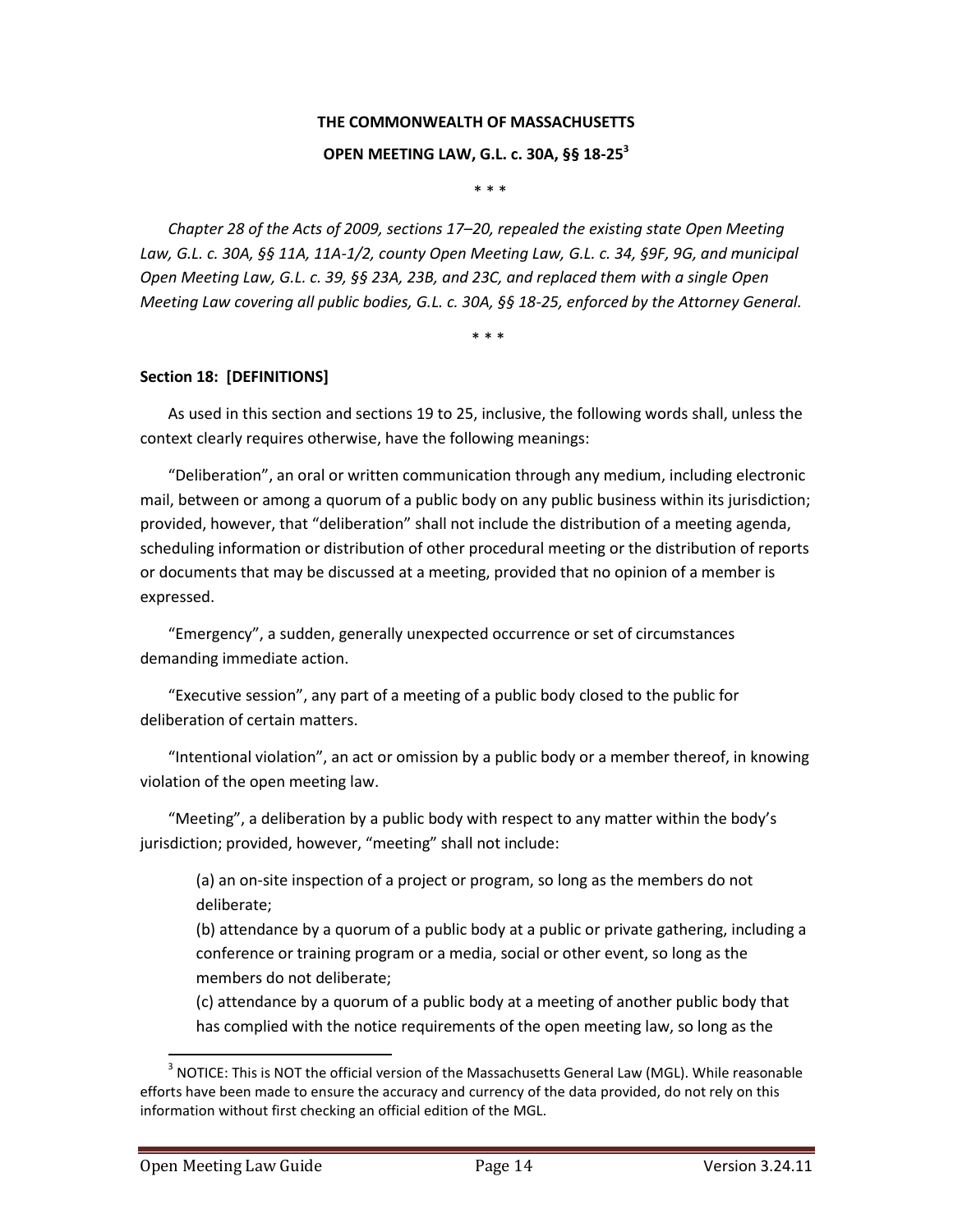**THE COMMONWEALTH OF MASSACHUSETTS**

**OPEN MEETING LAW, G.L. c. 30A, §§ 18-25[3]**

\* \* \*

*Chapter 28 of the Acts of 2009, sections 17–20, repealed the existing state Open Meeting Law, G.L. c. 30A, §§ 11A, 11A-1/2, county Open Meeting Law, G.L. c. 34, §9F, 9G, and municipal Open Meeting Law, G.L. c. 39, §§ 23A, 23B, and 23C, and replaced them with a single Open Meeting Law covering all public bodies, G.L. c. 30A, §§ 18-25, enforced by the Attorney General.*

\* \* \*

**Section 18: [DEFINITIONS]**

As used in this section and sections 19 to 25, inclusive, the following words shall, unless the context clearly requires otherwise, have the following meanings:

"Deliberation", an oral or written communication through any medium, including electronic mail, between or among a quorum of a public body on any public business within its jurisdiction; provided, however, that "deliberation" shall not include the distribution of a meeting agenda, scheduling information or distribution of other procedural meeting or the distribution of reports or documents that may be discussed at a meeting, provided that no opinion of a member is expressed.

"Emergency", a sudden, generally unexpected occurrence or set of circumstances demanding immediate action.

"Executive session", any part of a meeting of a public body closed to the public for deliberation of certain matters.

"Intentional violation", an act or omission by a public body or a member thereof, in knowing violation of the open meeting law.

"Meeting", a deliberation by a public body with respect to any matter within the body's jurisdiction; provided, however, "meeting" shall not include:

(a) an on-site inspection of a project or program, so long as the members do not deliberate;
(b) attendance by a quorum of a public body at a public or private gathering, including a conference or training program or a media, social or other event, so long as the members do not deliberate;
(c) attendance by a quorum of a public body at a meeting of another public body that has complied with the notice requirements of the open meeting law, so long as the

[3] NOTICE: This is NOT the official version of the Massachusetts General Law (MGL). While reasonable efforts have been made to ensure the accuracy and currency of the data provided, do not rely on this information without first checking an official edition of the MGL.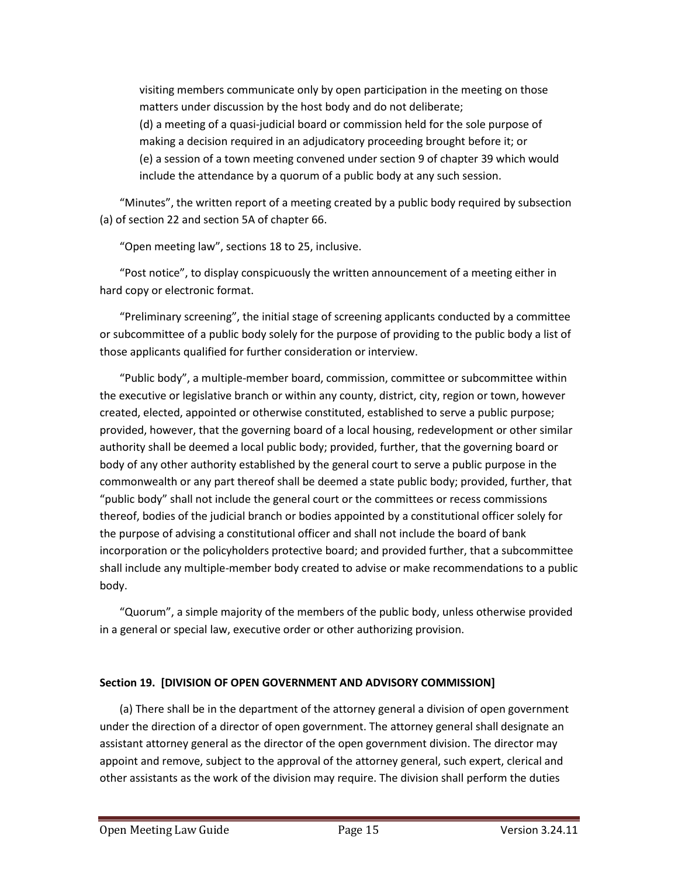visiting members communicate only by open participation in the meeting on those matters under discussion by the host body and do not deliberate;
(d) a meeting of a quasi-judicial board or commission held for the sole purpose of making a decision required in an adjudicatory proceeding brought before it; or
(e) a session of a town meeting convened under section 9 of chapter 39 which would include the attendance by a quorum of a public body at any such session.

"Minutes", the written report of a meeting created by a public body required by subsection (a) of section 22 and section 5A of chapter 66.

"Open meeting law", sections 18 to 25, inclusive.

"Post notice", to display conspicuously the written announcement of a meeting either in hard copy or electronic format.

"Preliminary screening", the initial stage of screening applicants conducted by a committee or subcommittee of a public body solely for the purpose of providing to the public body a list of those applicants qualified for further consideration or interview.

"Public body", a multiple-member board, commission, committee or subcommittee within the executive or legislative branch or within any county, district, city, region or town, however created, elected, appointed or otherwise constituted, established to serve a public purpose; provided, however, that the governing board of a local housing, redevelopment or other similar authority shall be deemed a local public body; provided, further, that the governing board or body of any other authority established by the general court to serve a public purpose in the commonwealth or any part thereof shall be deemed a state public body; provided, further, that "public body" shall not include the general court or the committees or recess commissions thereof, bodies of the judicial branch or bodies appointed by a constitutional officer solely for the purpose of advising a constitutional officer and shall not include the board of bank incorporation or the policyholders protective board; and provided further, that a subcommittee shall include any multiple-member body created to advise or make recommendations to a public body.

"Quorum", a simple majority of the members of the public body, unless otherwise provided in a general or special law, executive order or other authorizing provision.

**Section 19. [DIVISION OF OPEN GOVERNMENT AND ADVISORY COMMISSION]**

(a) There shall be in the department of the attorney general a division of open government under the direction of a director of open government. The attorney general shall designate an assistant attorney general as the director of the open government division. The director may appoint and remove, subject to the approval of the attorney general, such expert, clerical and other assistants as the work of the division may require. The division shall perform the duties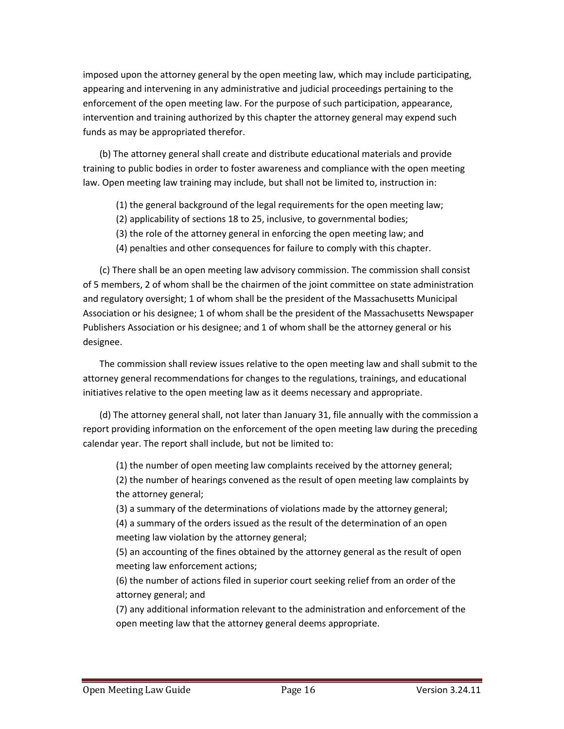imposed upon the attorney general by the open meeting law, which may include participating, appearing and intervening in any administrative and judicial proceedings pertaining to the enforcement of the open meeting law. For the purpose of such participation, appearance, intervention and training authorized by this chapter the attorney general may expend such funds as may be appropriated therefor.

(b) The attorney general shall create and distribute educational materials and provide training to public bodies in order to foster awareness and compliance with the open meeting law. Open meeting law training may include, but shall not be limited to, instruction in:

(1) the general background of the legal requirements for the open meeting law;
(2) applicability of sections 18 to 25, inclusive, to governmental bodies;
(3) the role of the attorney general in enforcing the open meeting law; and
(4) penalties and other consequences for failure to comply with this chapter.

(c) There shall be an open meeting law advisory commission. The commission shall consist of 5 members, 2 of whom shall be the chairmen of the joint committee on state administration and regulatory oversight; 1 of whom shall be the president of the Massachusetts Municipal Association or his designee; 1 of whom shall be the president of the Massachusetts Newspaper Publishers Association or his designee; and 1 of whom shall be the attorney general or his designee.

The commission shall review issues relative to the open meeting law and shall submit to the attorney general recommendations for changes to the regulations, trainings, and educational initiatives relative to the open meeting law as it deems necessary and appropriate.

(d) The attorney general shall, not later than January 31, file annually with the commission a report providing information on the enforcement of the open meeting law during the preceding calendar year. The report shall include, but not be limited to:

(1) the number of open meeting law complaints received by the attorney general;
(2) the number of hearings convened as the result of open meeting law complaints by the attorney general;
(3) a summary of the determinations of violations made by the attorney general;
(4) a summary of the orders issued as the result of the determination of an open meeting law violation by the attorney general;
(5) an accounting of the fines obtained by the attorney general as the result of open meeting law enforcement actions;
(6) the number of actions filed in superior court seeking relief from an order of the attorney general; and
(7) any additional information relevant to the administration and enforcement of the open meeting law that the attorney general deems appropriate.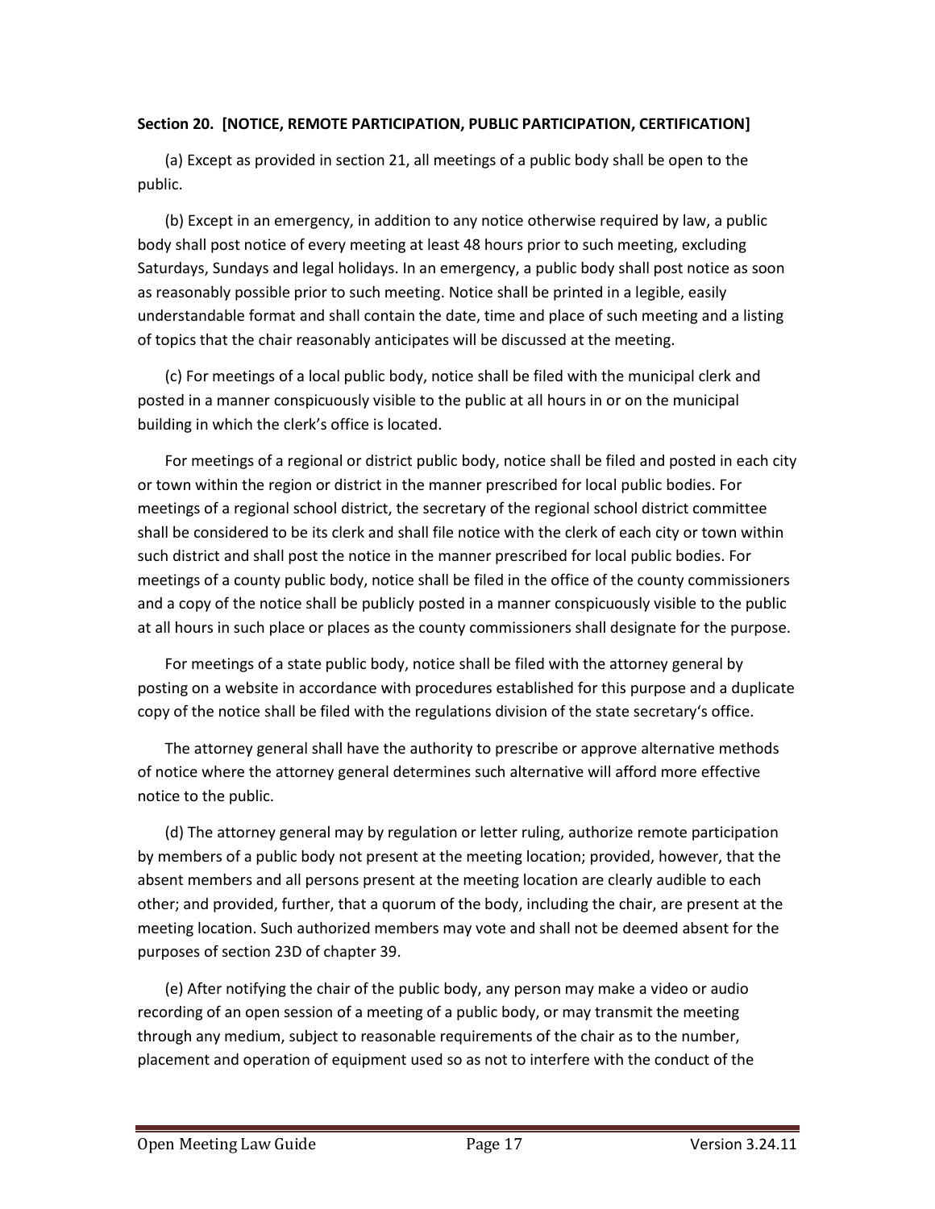**Section 20. [NOTICE, REMOTE PARTICIPATION, PUBLIC PARTICIPATION, CERTIFICATION]**

(a) Except as provided in section 21, all meetings of a public body shall be open to the public.

(b) Except in an emergency, in addition to any notice otherwise required by law, a public body shall post notice of every meeting at least 48 hours prior to such meeting, excluding Saturdays, Sundays and legal holidays. In an emergency, a public body shall post notice as soon as reasonably possible prior to such meeting. Notice shall be printed in a legible, easily understandable format and shall contain the date, time and place of such meeting and a listing of topics that the chair reasonably anticipates will be discussed at the meeting.

(c) For meetings of a local public body, notice shall be filed with the municipal clerk and posted in a manner conspicuously visible to the public at all hours in or on the municipal building in which the clerk's office is located.

For meetings of a regional or district public body, notice shall be filed and posted in each city or town within the region or district in the manner prescribed for local public bodies. For meetings of a regional school district, the secretary of the regional school district committee shall be considered to be its clerk and shall file notice with the clerk of each city or town within such district and shall post the notice in the manner prescribed for local public bodies. For meetings of a county public body, notice shall be filed in the office of the county commissioners and a copy of the notice shall be publicly posted in a manner conspicuously visible to the public at all hours in such place or places as the county commissioners shall designate for the purpose.

For meetings of a state public body, notice shall be filed with the attorney general by posting on a website in accordance with procedures established for this purpose and a duplicate copy of the notice shall be filed with the regulations division of the state secretary's office.

The attorney general shall have the authority to prescribe or approve alternative methods of notice where the attorney general determines such alternative will afford more effective notice to the public.

(d) The attorney general may by regulation or letter ruling, authorize remote participation by members of a public body not present at the meeting location; provided, however, that the absent members and all persons present at the meeting location are clearly audible to each other; and provided, further, that a quorum of the body, including the chair, are present at the meeting location. Such authorized members may vote and shall not be deemed absent for the purposes of section 23D of chapter 39.

(e) After notifying the chair of the public body, any person may make a video or audio recording of an open session of a meeting of a public body, or may transmit the meeting through any medium, subject to reasonable requirements of the chair as to the number, placement and operation of equipment used so as not to interfere with the conduct of the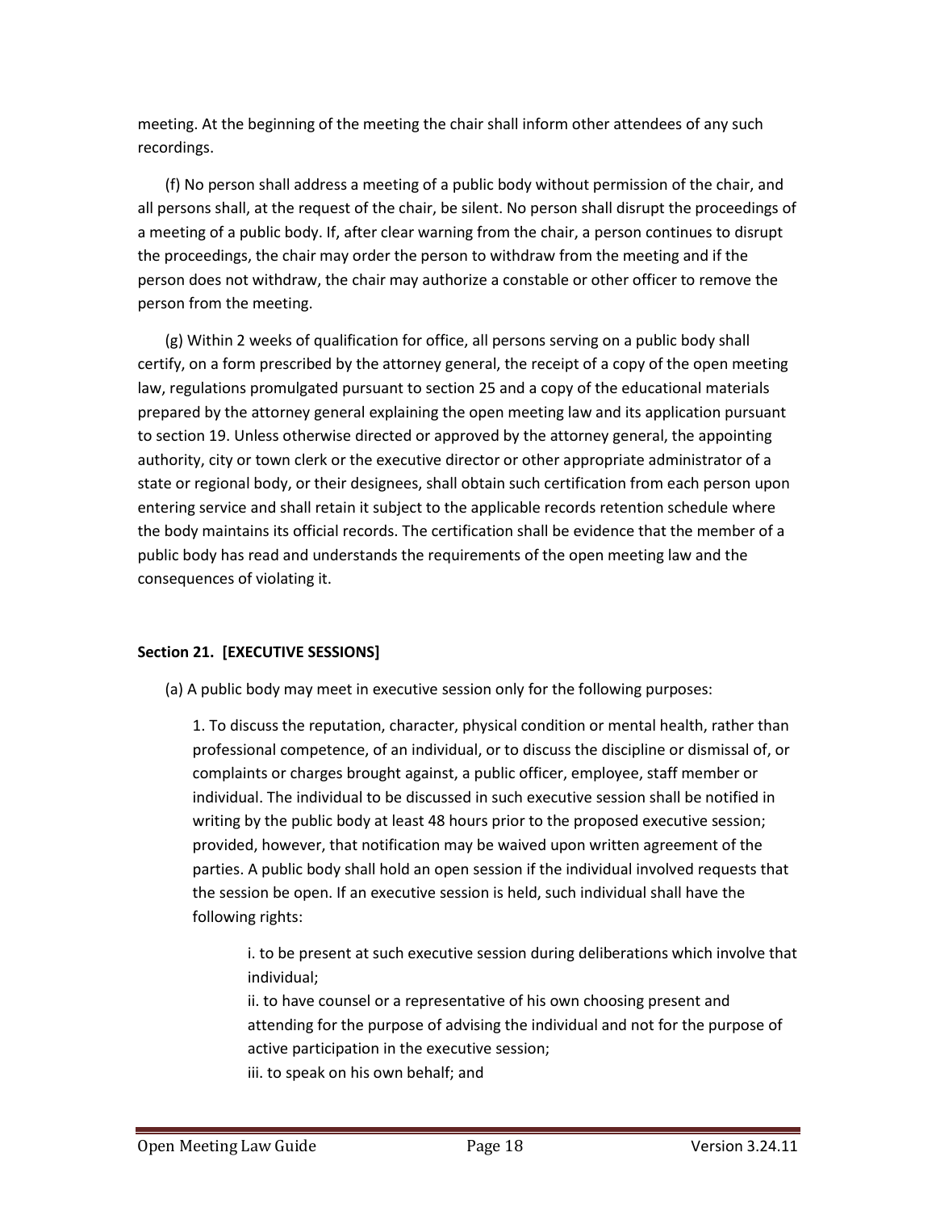meeting. At the beginning of the meeting the chair shall inform other attendees of any such recordings.

(f) No person shall address a meeting of a public body without permission of the chair, and all persons shall, at the request of the chair, be silent. No person shall disrupt the proceedings of a meeting of a public body. If, after clear warning from the chair, a person continues to disrupt the proceedings, the chair may order the person to withdraw from the meeting and if the person does not withdraw, the chair may authorize a constable or other officer to remove the person from the meeting.

(g) Within 2 weeks of qualification for office, all persons serving on a public body shall certify, on a form prescribed by the attorney general, the receipt of a copy of the open meeting law, regulations promulgated pursuant to section 25 and a copy of the educational materials prepared by the attorney general explaining the open meeting law and its application pursuant to section 19. Unless otherwise directed or approved by the attorney general, the appointing authority, city or town clerk or the executive director or other appropriate administrator of a state or regional body, or their designees, shall obtain such certification from each person upon entering service and shall retain it subject to the applicable records retention schedule where the body maintains its official records. The certification shall be evidence that the member of a public body has read and understands the requirements of the open meeting law and the consequences of violating it.

**Section 21. [EXECUTIVE SESSIONS]**

(a) A public body may meet in executive session only for the following purposes:

1. To discuss the reputation, character, physical condition or mental health, rather than professional competence, of an individual, or to discuss the discipline or dismissal of, or complaints or charges brought against, a public officer, employee, staff member or individual. The individual to be discussed in such executive session shall be notified in writing by the public body at least 48 hours prior to the proposed executive session; provided, however, that notification may be waived upon written agreement of the parties. A public body shall hold an open session if the individual involved requests that the session be open. If an executive session is held, such individual shall have the following rights:

   i. to be present at such executive session during deliberations which involve that individual;
   ii. to have counsel or a representative of his own choosing present and attending for the purpose of advising the individual and not for the purpose of active participation in the executive session;
   iii. to speak on his own behalf; and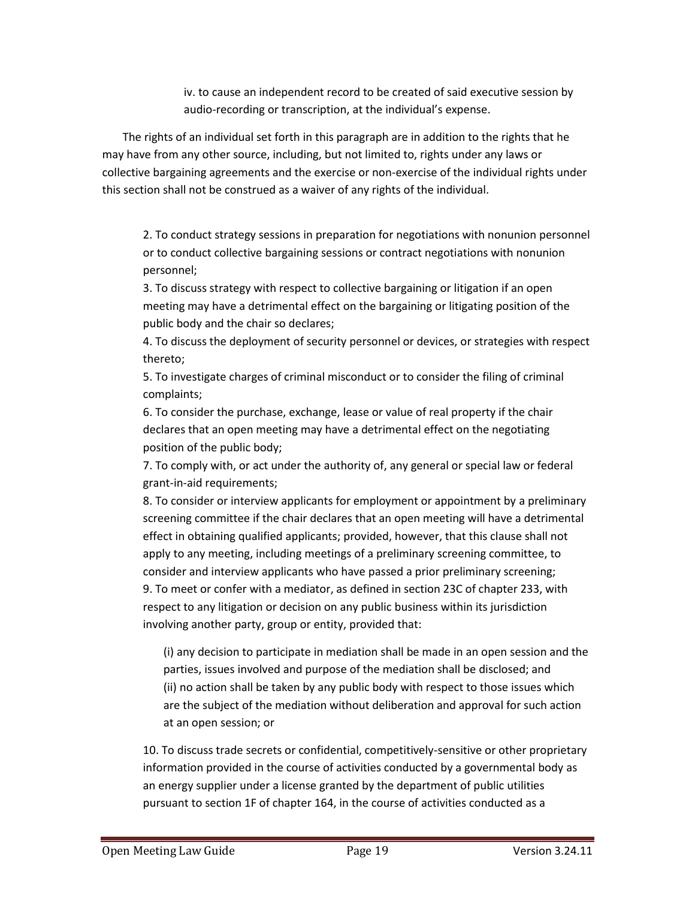iv. to cause an independent record to be created of said executive session by audio-recording or transcription, at the individual's expense.

The rights of an individual set forth in this paragraph are in addition to the rights that he may have from any other source, including, but not limited to, rights under any laws or collective bargaining agreements and the exercise or non-exercise of the individual rights under this section shall not be construed as a waiver of any rights of the individual.

2. To conduct strategy sessions in preparation for negotiations with nonunion personnel or to conduct collective bargaining sessions or contract negotiations with nonunion personnel;
3. To discuss strategy with respect to collective bargaining or litigation if an open meeting may have a detrimental effect on the bargaining or litigating position of the public body and the chair so declares;
4. To discuss the deployment of security personnel or devices, or strategies with respect thereto;
5. To investigate charges of criminal misconduct or to consider the filing of criminal complaints;
6. To consider the purchase, exchange, lease or value of real property if the chair declares that an open meeting may have a detrimental effect on the negotiating position of the public body;
7. To comply with, or act under the authority of, any general or special law or federal grant-in-aid requirements;
8. To consider or interview applicants for employment or appointment by a preliminary screening committee if the chair declares that an open meeting will have a detrimental effect in obtaining qualified applicants; provided, however, that this clause shall not apply to any meeting, including meetings of a preliminary screening committee, to consider and interview applicants who have passed a prior preliminary screening;
9. To meet or confer with a mediator, as defined in section 23C of chapter 233, with respect to any litigation or decision on any public business within its jurisdiction involving another party, group or entity, provided that:

   (i) any decision to participate in mediation shall be made in an open session and the parties, issues involved and purpose of the mediation shall be disclosed; and
   (ii) no action shall be taken by any public body with respect to those issues which are the subject of the mediation without deliberation and approval for such action at an open session; or

10. To discuss trade secrets or confidential, competitively-sensitive or other proprietary information provided in the course of activities conducted by a governmental body as an energy supplier under a license granted by the department of public utilities pursuant to section 1F of chapter 164, in the course of activities conducted as a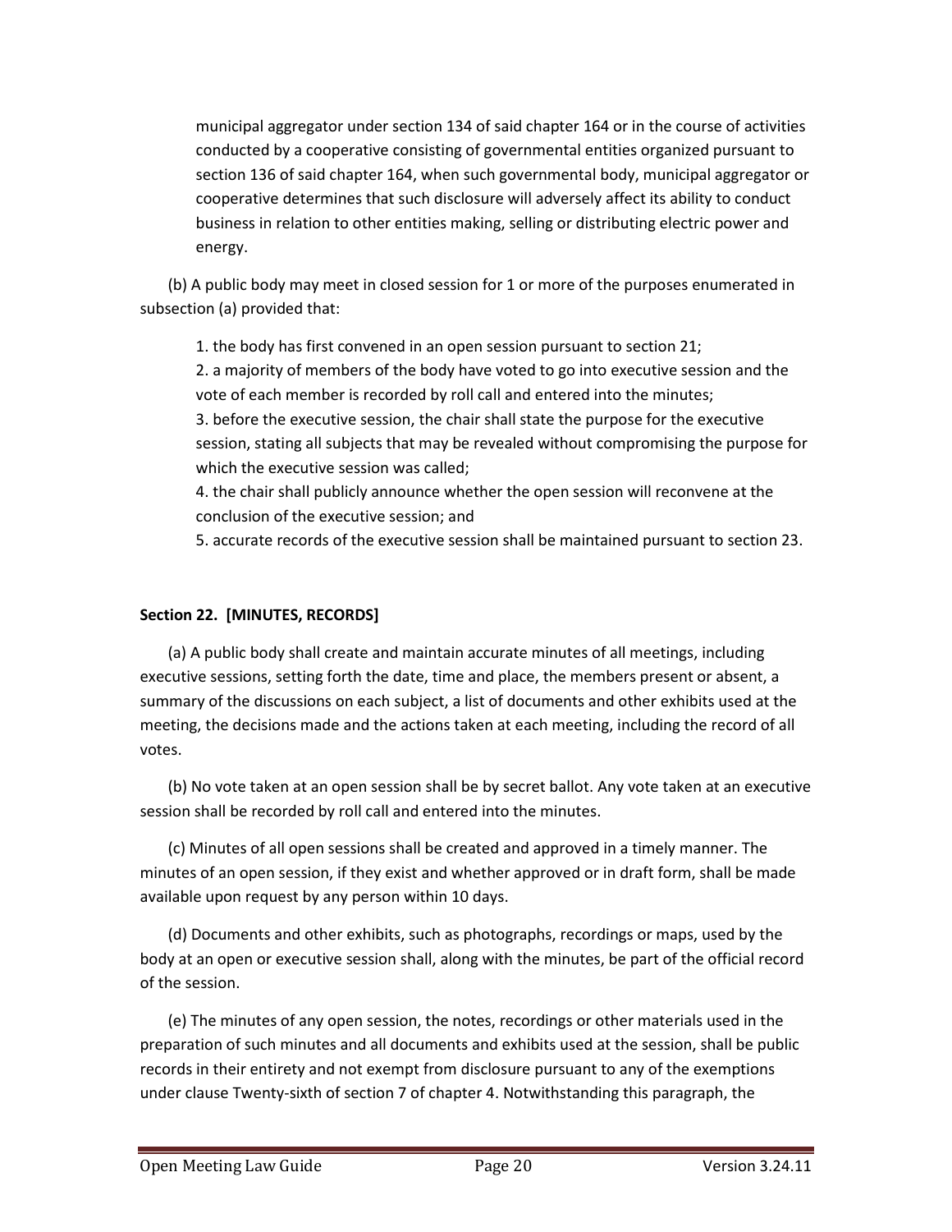municipal aggregator under section 134 of said chapter 164 or in the course of activities conducted by a cooperative consisting of governmental entities organized pursuant to section 136 of said chapter 164, when such governmental body, municipal aggregator or cooperative determines that such disclosure will adversely affect its ability to conduct business in relation to other entities making, selling or distributing electric power and energy.

(b) A public body may meet in closed session for 1 or more of the purposes enumerated in subsection (a) provided that:

1. the body has first convened in an open session pursuant to section 21;
2. a majority of members of the body have voted to go into executive session and the vote of each member is recorded by roll call and entered into the minutes;
3. before the executive session, the chair shall state the purpose for the executive session, stating all subjects that may be revealed without compromising the purpose for which the executive session was called;
4. the chair shall publicly announce whether the open session will reconvene at the conclusion of the executive session; and
5. accurate records of the executive session shall be maintained pursuant to section 23.

**Section 22. [MINUTES, RECORDS]**

(a) A public body shall create and maintain accurate minutes of all meetings, including executive sessions, setting forth the date, time and place, the members present or absent, a summary of the discussions on each subject, a list of documents and other exhibits used at the meeting, the decisions made and the actions taken at each meeting, including the record of all votes.

(b) No vote taken at an open session shall be by secret ballot. Any vote taken at an executive session shall be recorded by roll call and entered into the minutes.

(c) Minutes of all open sessions shall be created and approved in a timely manner. The minutes of an open session, if they exist and whether approved or in draft form, shall be made available upon request by any person within 10 days.

(d) Documents and other exhibits, such as photographs, recordings or maps, used by the body at an open or executive session shall, along with the minutes, be part of the official record of the session.

(e) The minutes of any open session, the notes, recordings or other materials used in the preparation of such minutes and all documents and exhibits used at the session, shall be public records in their entirety and not exempt from disclosure pursuant to any of the exemptions under clause Twenty-sixth of section 7 of chapter 4. Notwithstanding this paragraph, the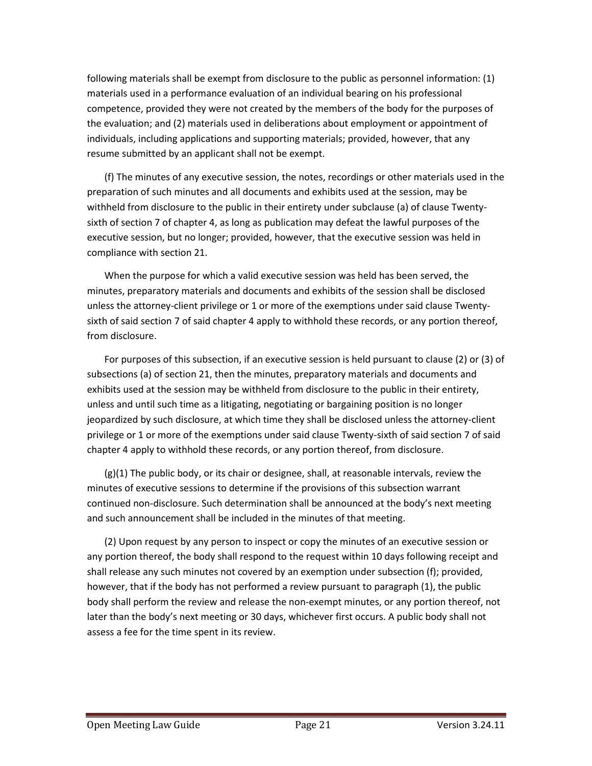following materials shall be exempt from disclosure to the public as personnel information: (1) materials used in a performance evaluation of an individual bearing on his professional competence, provided they were not created by the members of the body for the purposes of the evaluation; and (2) materials used in deliberations about employment or appointment of individuals, including applications and supporting materials; provided, however, that any resume submitted by an applicant shall not be exempt.

(f) The minutes of any executive session, the notes, recordings or other materials used in the preparation of such minutes and all documents and exhibits used at the session, may be withheld from disclosure to the public in their entirety under subclause (a) of clause Twenty-sixth of section 7 of chapter 4, as long as publication may defeat the lawful purposes of the executive session, but no longer; provided, however, that the executive session was held in compliance with section 21.

When the purpose for which a valid executive session was held has been served, the minutes, preparatory materials and documents and exhibits of the session shall be disclosed unless the attorney-client privilege or 1 or more of the exemptions under said clause Twenty-sixth of said section 7 of said chapter 4 apply to withhold these records, or any portion thereof, from disclosure.

For purposes of this subsection, if an executive session is held pursuant to clause (2) or (3) of subsections (a) of section 21, then the minutes, preparatory materials and documents and exhibits used at the session may be withheld from disclosure to the public in their entirety, unless and until such time as a litigating, negotiating or bargaining position is no longer jeopardized by such disclosure, at which time they shall be disclosed unless the attorney-client privilege or 1 or more of the exemptions under said clause Twenty-sixth of said section 7 of said chapter 4 apply to withhold these records, or any portion thereof, from disclosure.

(g)(1) The public body, or its chair or designee, shall, at reasonable intervals, review the minutes of executive sessions to determine if the provisions of this subsection warrant continued non-disclosure. Such determination shall be announced at the body's next meeting and such announcement shall be included in the minutes of that meeting.

(2) Upon request by any person to inspect or copy the minutes of an executive session or any portion thereof, the body shall respond to the request within 10 days following receipt and shall release any such minutes not covered by an exemption under subsection (f); provided, however, that if the body has not performed a review pursuant to paragraph (1), the public body shall perform the review and release the non-exempt minutes, or any portion thereof, not later than the body's next meeting or 30 days, whichever first occurs. A public body shall not assess a fee for the time spent in its review.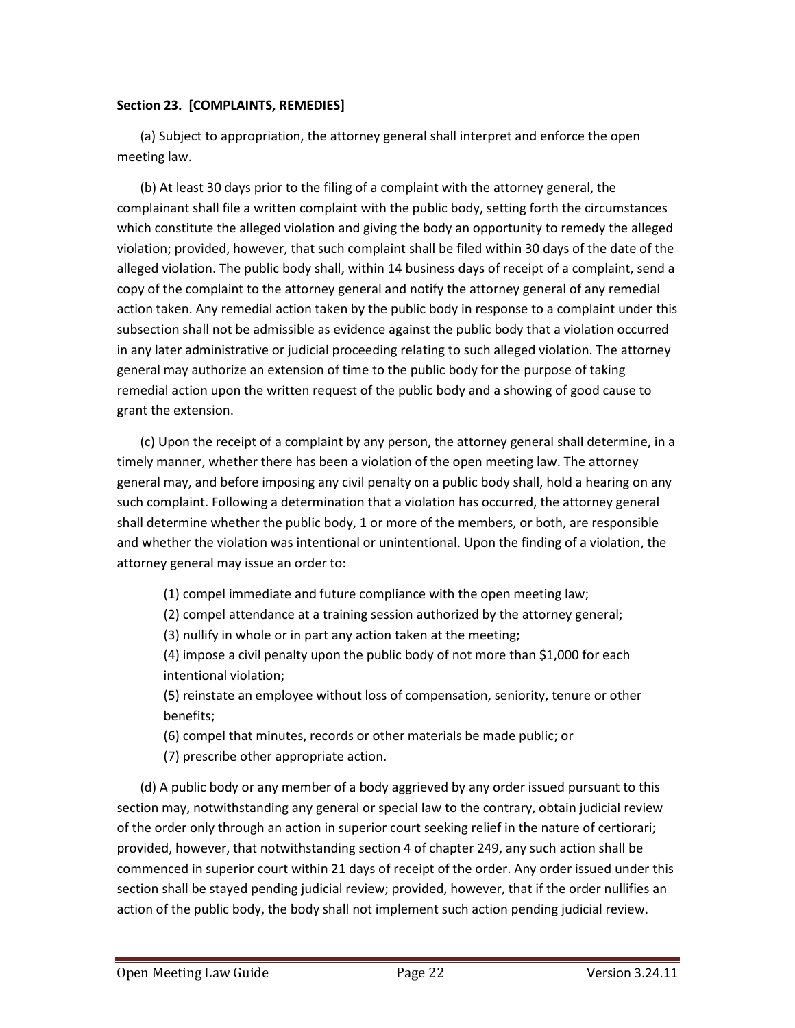**Section 23. [COMPLAINTS, REMEDIES]**

(a) Subject to appropriation, the attorney general shall interpret and enforce the open meeting law.

(b) At least 30 days prior to the filing of a complaint with the attorney general, the complainant shall file a written complaint with the public body, setting forth the circumstances which constitute the alleged violation and giving the body an opportunity to remedy the alleged violation; provided, however, that such complaint shall be filed within 30 days of the date of the alleged violation. The public body shall, within 14 business days of receipt of a complaint, send a copy of the complaint to the attorney general and notify the attorney general of any remedial action taken. Any remedial action taken by the public body in response to a complaint under this subsection shall not be admissible as evidence against the public body that a violation occurred in any later administrative or judicial proceeding relating to such alleged violation. The attorney general may authorize an extension of time to the public body for the purpose of taking remedial action upon the written request of the public body and a showing of good cause to grant the extension.

(c) Upon the receipt of a complaint by any person, the attorney general shall determine, in a timely manner, whether there has been a violation of the open meeting law. The attorney general may, and before imposing any civil penalty on a public body shall, hold a hearing on any such complaint. Following a determination that a violation has occurred, the attorney general shall determine whether the public body, 1 or more of the members, or both, are responsible and whether the violation was intentional or unintentional. Upon the finding of a violation, the attorney general may issue an order to:

(1) compel immediate and future compliance with the open meeting law;
(2) compel attendance at a training session authorized by the attorney general;
(3) nullify in whole or in part any action taken at the meeting;
(4) impose a civil penalty upon the public body of not more than $1,000 for each intentional violation;
(5) reinstate an employee without loss of compensation, seniority, tenure or other benefits;
(6) compel that minutes, records or other materials be made public; or
(7) prescribe other appropriate action.

(d) A public body or any member of a body aggrieved by any order issued pursuant to this section may, notwithstanding any general or special law to the contrary, obtain judicial review of the order only through an action in superior court seeking relief in the nature of certiorari; provided, however, that notwithstanding section 4 of chapter 249, any such action shall be commenced in superior court within 21 days of receipt of the order. Any order issued under this section shall be stayed pending judicial review; provided, however, that if the order nullifies an action of the public body, the body shall not implement such action pending judicial review.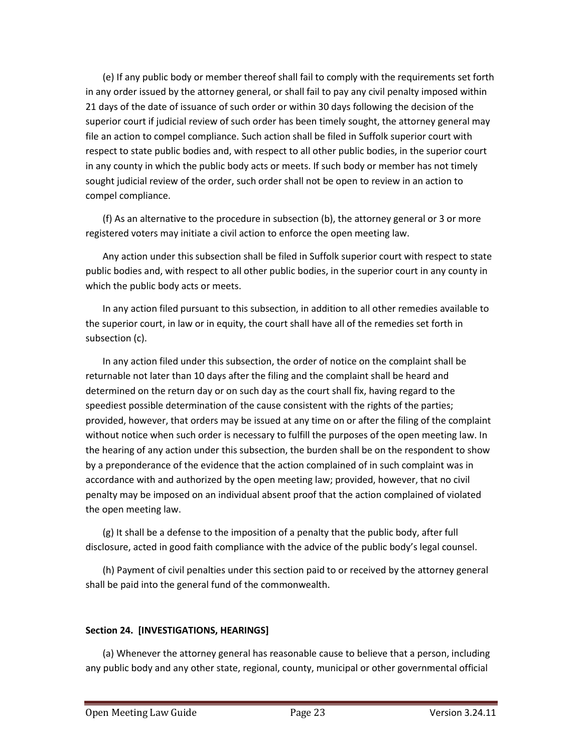(e) If any public body or member thereof shall fail to comply with the requirements set forth in any order issued by the attorney general, or shall fail to pay any civil penalty imposed within 21 days of the date of issuance of such order or within 30 days following the decision of the superior court if judicial review of such order has been timely sought, the attorney general may file an action to compel compliance. Such action shall be filed in Suffolk superior court with respect to state public bodies and, with respect to all other public bodies, in the superior court in any county in which the public body acts or meets. If such body or member has not timely sought judicial review of the order, such order shall not be open to review in an action to compel compliance.

(f) As an alternative to the procedure in subsection (b), the attorney general or 3 or more registered voters may initiate a civil action to enforce the open meeting law.

Any action under this subsection shall be filed in Suffolk superior court with respect to state public bodies and, with respect to all other public bodies, in the superior court in any county in which the public body acts or meets.

In any action filed pursuant to this subsection, in addition to all other remedies available to the superior court, in law or in equity, the court shall have all of the remedies set forth in subsection (c).

In any action filed under this subsection, the order of notice on the complaint shall be returnable not later than 10 days after the filing and the complaint shall be heard and determined on the return day or on such day as the court shall fix, having regard to the speediest possible determination of the cause consistent with the rights of the parties; provided, however, that orders may be issued at any time on or after the filing of the complaint without notice when such order is necessary to fulfill the purposes of the open meeting law. In the hearing of any action under this subsection, the burden shall be on the respondent to show by a preponderance of the evidence that the action complained of in such complaint was in accordance with and authorized by the open meeting law; provided, however, that no civil penalty may be imposed on an individual absent proof that the action complained of violated the open meeting law.

(g) It shall be a defense to the imposition of a penalty that the public body, after full disclosure, acted in good faith compliance with the advice of the public body's legal counsel.

(h) Payment of civil penalties under this section paid to or received by the attorney general shall be paid into the general fund of the commonwealth.

**Section 24. [INVESTIGATIONS, HEARINGS]**

(a) Whenever the attorney general has reasonable cause to believe that a person, including any public body and any other state, regional, county, municipal or other governmental official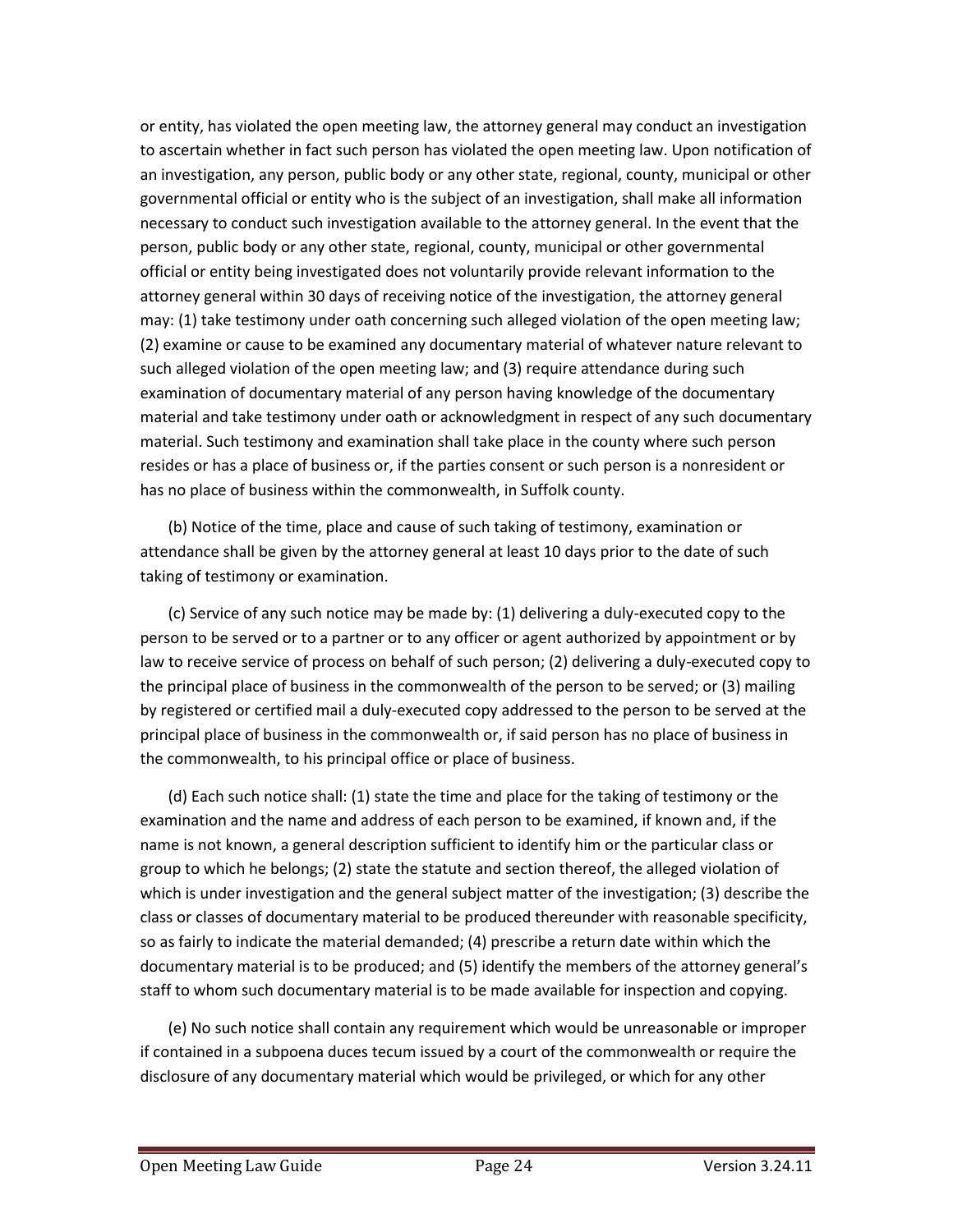or entity, has violated the open meeting law, the attorney general may conduct an investigation to ascertain whether in fact such person has violated the open meeting law. Upon notification of an investigation, any person, public body or any other state, regional, county, municipal or other governmental official or entity who is the subject of an investigation, shall make all information necessary to conduct such investigation available to the attorney general. In the event that the person, public body or any other state, regional, county, municipal or other governmental official or entity being investigated does not voluntarily provide relevant information to the attorney general within 30 days of receiving notice of the investigation, the attorney general may: (1) take testimony under oath concerning such alleged violation of the open meeting law; (2) examine or cause to be examined any documentary material of whatever nature relevant to such alleged violation of the open meeting law; and (3) require attendance during such examination of documentary material of any person having knowledge of the documentary material and take testimony under oath or acknowledgment in respect of any such documentary material. Such testimony and examination shall take place in the county where such person resides or has a place of business or, if the parties consent or such person is a nonresident or has no place of business within the commonwealth, in Suffolk county.

(b) Notice of the time, place and cause of such taking of testimony, examination or attendance shall be given by the attorney general at least 10 days prior to the date of such taking of testimony or examination.

(c) Service of any such notice may be made by: (1) delivering a duly-executed copy to the person to be served or to a partner or to any officer or agent authorized by appointment or by law to receive service of process on behalf of such person; (2) delivering a duly-executed copy to the principal place of business in the commonwealth of the person to be served; or (3) mailing by registered or certified mail a duly-executed copy addressed to the person to be served at the principal place of business in the commonwealth or, if said person has no place of business in the commonwealth, to his principal office or place of business.

(d) Each such notice shall: (1) state the time and place for the taking of testimony or the examination and the name and address of each person to be examined, if known and, if the name is not known, a general description sufficient to identify him or the particular class or group to which he belongs; (2) state the statute and section thereof, the alleged violation of which is under investigation and the general subject matter of the investigation; (3) describe the class or classes of documentary material to be produced thereunder with reasonable specificity, so as fairly to indicate the material demanded; (4) prescribe a return date within which the documentary material is to be produced; and (5) identify the members of the attorney general's staff to whom such documentary material is to be made available for inspection and copying.

(e) No such notice shall contain any requirement which would be unreasonable or improper if contained in a subpoena duces tecum issued by a court of the commonwealth or require the disclosure of any documentary material which would be privileged, or which for any other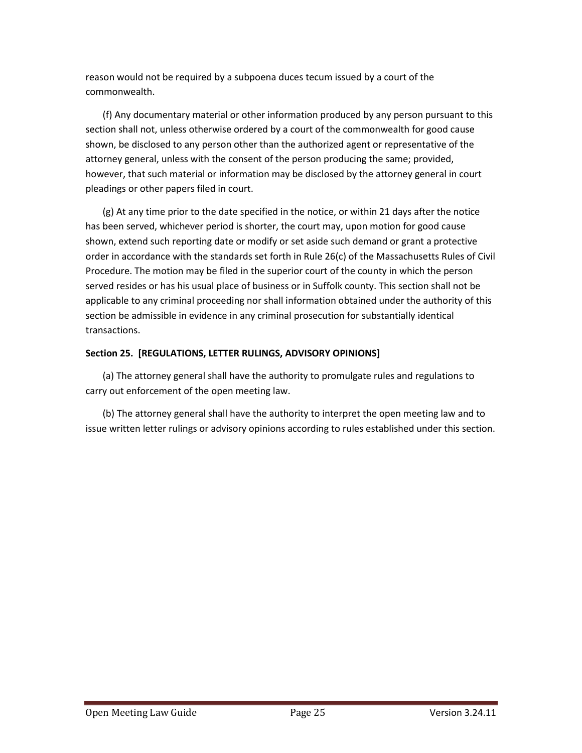reason would not be required by a subpoena duces tecum issued by a court of the commonwealth.

(f) Any documentary material or other information produced by any person pursuant to this section shall not, unless otherwise ordered by a court of the commonwealth for good cause shown, be disclosed to any person other than the authorized agent or representative of the attorney general, unless with the consent of the person producing the same; provided, however, that such material or information may be disclosed by the attorney general in court pleadings or other papers filed in court.

(g) At any time prior to the date specified in the notice, or within 21 days after the notice has been served, whichever period is shorter, the court may, upon motion for good cause shown, extend such reporting date or modify or set aside such demand or grant a protective order in accordance with the standards set forth in Rule 26(c) of the Massachusetts Rules of Civil Procedure. The motion may be filed in the superior court of the county in which the person served resides or has his usual place of business or in Suffolk county. This section shall not be applicable to any criminal proceeding nor shall information obtained under the authority of this section be admissible in evidence in any criminal prosecution for substantially identical transactions.

**Section 25. [REGULATIONS, LETTER RULINGS, ADVISORY OPINIONS]**

(a) The attorney general shall have the authority to promulgate rules and regulations to carry out enforcement of the open meeting law.

(b) The attorney general shall have the authority to interpret the open meeting law and to issue written letter rulings or advisory opinions according to rules established under this section.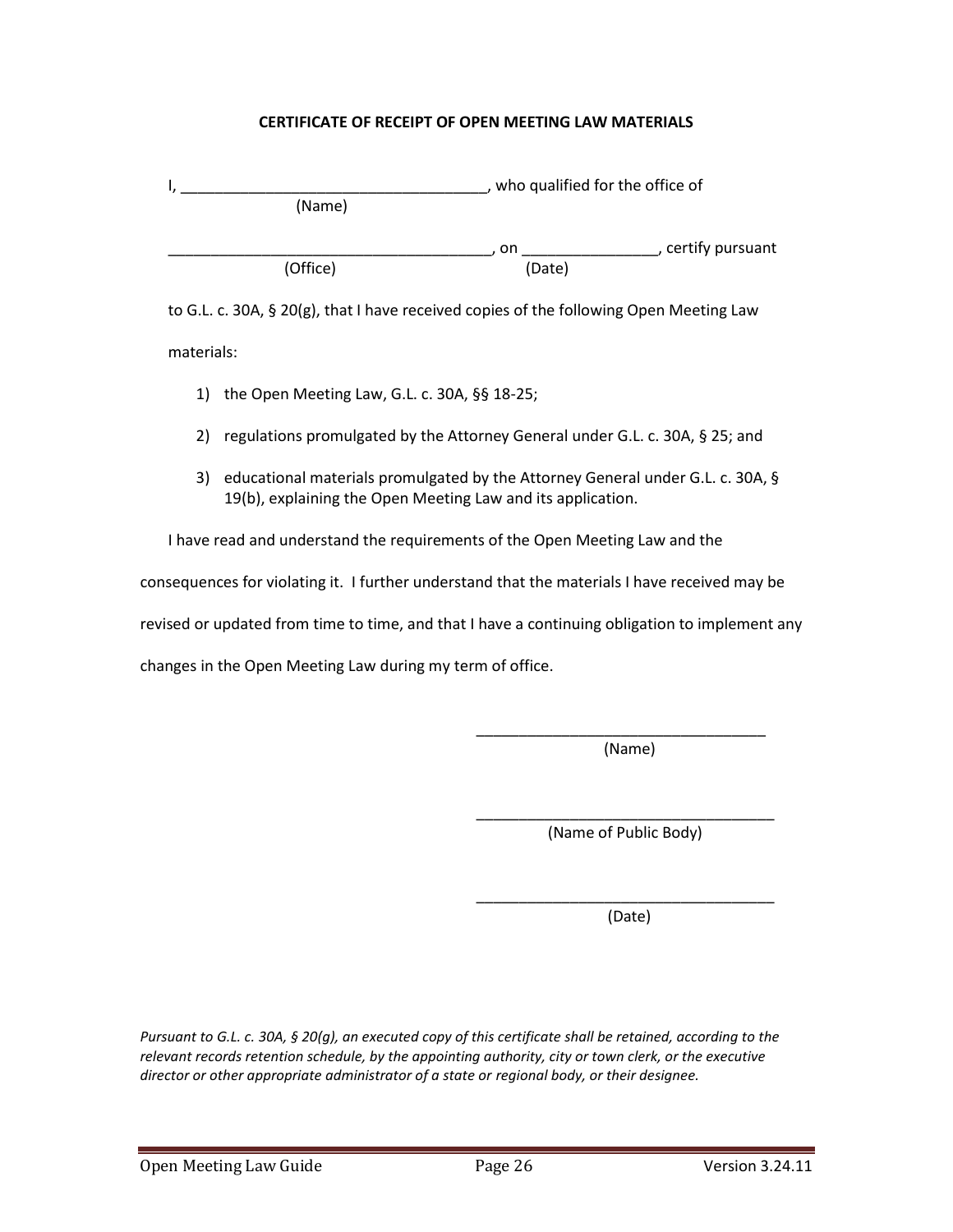**CERTIFICATE OF RECEIPT OF OPEN MEETING LAW MATERIALS**

I, ____________________________________, who qualified for the office of
(Name)

_______________________________________, on ________________, certify pursuant
(Office) (Date)

to G.L. c. 30A, § 20(g), that I have received copies of the following Open Meeting Law materials:

1) the Open Meeting Law, G.L. c. 30A, §§ 18-25;
2) regulations promulgated by the Attorney General under G.L. c. 30A, § 25; and
3) educational materials promulgated by the Attorney General under G.L. c. 30A, § 19(b), explaining the Open Meeting Law and its application.

I have read and understand the requirements of the Open Meeting Law and the consequences for violating it. I further understand that the materials I have received may be revised or updated from time to time, and that I have a continuing obligation to implement any changes in the Open Meeting Law during my term of office.

___________________________________
(Name)

___________________________________
(Name of Public Body)

___________________________________
(Date)

*Pursuant to G.L. c. 30A, § 20(g), an executed copy of this certificate shall be retained, according to the relevant records retention schedule, by the appointing authority, city or town clerk, or the executive director or other appropriate administrator of a state or regional body, or their designee.*